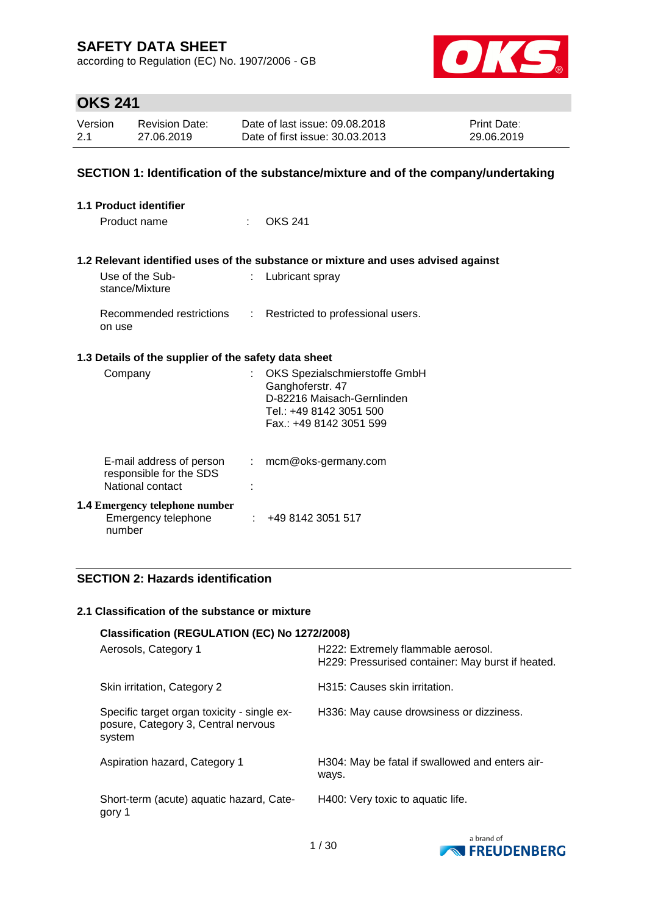# SAFETY DATA SHEET

according to Regulation (EC) No. 1907/2006 - GB

## OKS 241

| Version | Revision Date: | Date of last issue: 09.08.2018 | Print Date: |
|---|---|---|---|
| 2.1 | 27.06.2019 | Date of first issue: 30.03.2013 | 29.06.2019 |

## SECTION 1: Identification of the substance/mixture and of the company/undertaking

### 1.1 Product identifier

Product name : OKS 241

### 1.2 Relevant identified uses of the substance or mixture and uses advised against

Use of the Substance/Mixture : Lubricant spray

Recommended restrictions on use : Restricted to professional users.

### 1.3 Details of the supplier of the safety data sheet

Company : OKS Spezialschmierstoffe GmbH
Ganghoferstr. 47
D-82216 Maisach-Gernlinden
Tel.: +49 8142 3051 500
Fax.: +49 8142 3051 599

E-mail address of person responsible for the SDS : mcm@oks-germany.com

National contact :

### 1.4 Emergency telephone number

Emergency telephone number : +49 8142 3051 517

## SECTION 2: Hazards identification

### 2.1 Classification of the substance or mixture

**Classification (REGULATION (EC) No 1272/2008)**

| | |
|---|---|
| Aerosols, Category 1 | H222: Extremely flammable aerosol.<br>H229: Pressurised container: May burst if heated. |
| Skin irritation, Category 2 | H315: Causes skin irritation. |
| Specific target organ toxicity - single exposure, Category 3, Central nervous system | H336: May cause drowsiness or dizziness. |
| Aspiration hazard, Category 1 | H304: May be fatal if swallowed and enters airways. |
| Short-term (acute) aquatic hazard, Category 1 | H400: Very toxic to aquatic life. |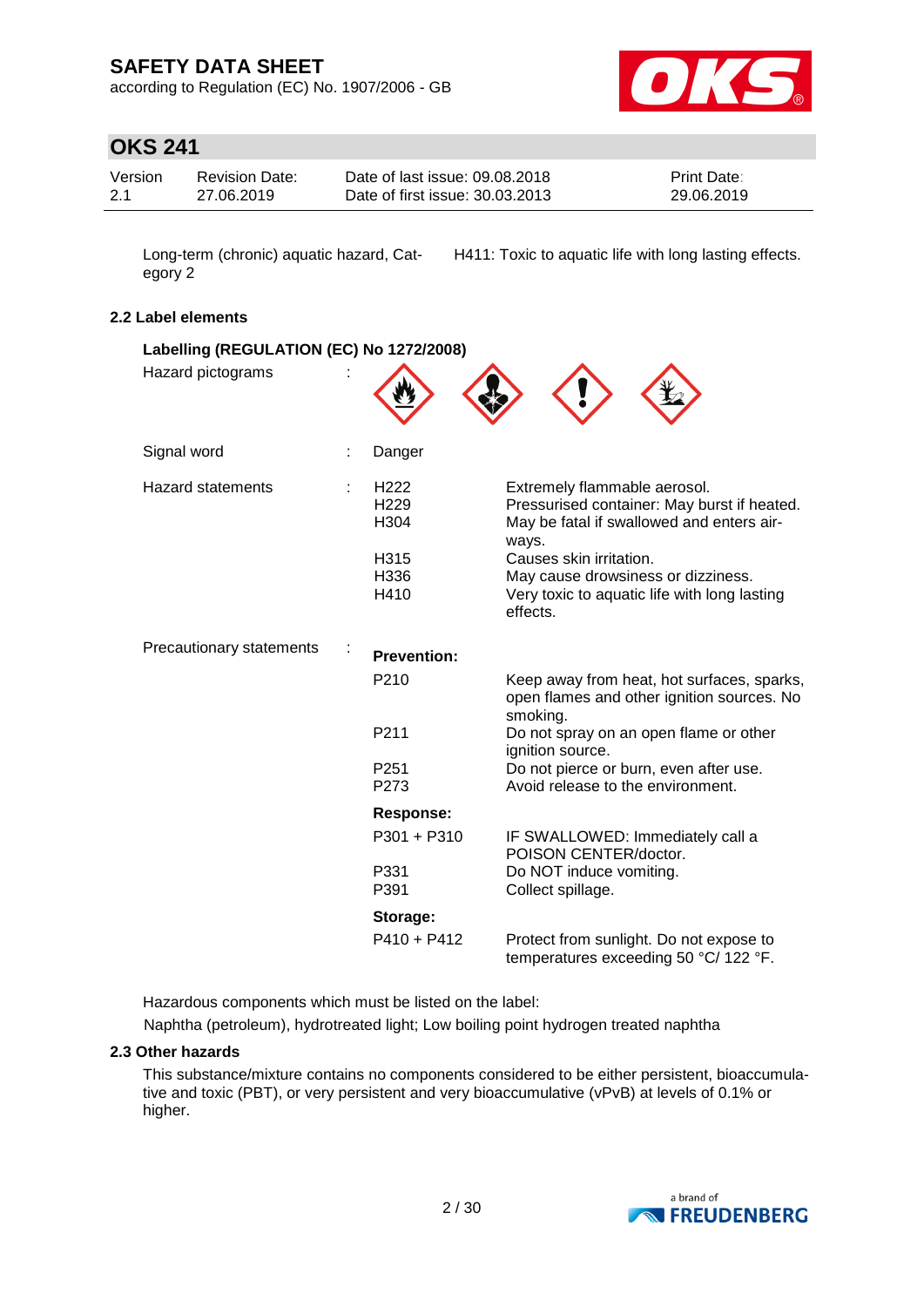| | |
|---|---|
| Long-term (chronic) aquatic hazard, Category 2 | H411: Toxic to aquatic life with long lasting effects. |

### 2.2 Label elements

**Labelling (REGULATION (EC) No 1272/2008)**

| | | | |
|---|---|---|---|
| Hazard pictograms | : | | |
| Signal word | : | Danger | |
| Hazard statements | : | H222 | Extremely flammable aerosol. |
| | | H229 | Pressurised container: May burst if heated. |
| | | H304 | May be fatal if swallowed and enters airways. |
| | | H315 | Causes skin irritation. |
| | | H336 | May cause drowsiness or dizziness. |
| | | H410 | Very toxic to aquatic life with long lasting effects. |
| Precautionary statements | : | **Prevention:** | |
| | | P210 | Keep away from heat, hot surfaces, sparks, open flames and other ignition sources. No smoking. |
| | | P211 | Do not spray on an open flame or other ignition source. |
| | | P251 | Do not pierce or burn, even after use. |
| | | P273 | Avoid release to the environment. |
| | | **Response:** | |
| | | P301 + P310 | IF SWALLOWED: Immediately call a POISON CENTER/doctor. |
| | | P331 | Do NOT induce vomiting. |
| | | P391 | Collect spillage. |
| | | **Storage:** | |
| | | P410 + P412 | Protect from sunlight. Do not expose to temperatures exceeding 50 °C/ 122 °F. |

Hazardous components which must be listed on the label:

Naphtha (petroleum), hydrotreated light; Low boiling point hydrogen treated naphtha

### 2.3 Other hazards

This substance/mixture contains no components considered to be either persistent, bioaccumulative and toxic (PBT), or very persistent and very bioaccumulative (vPvB) at levels of 0.1% or higher.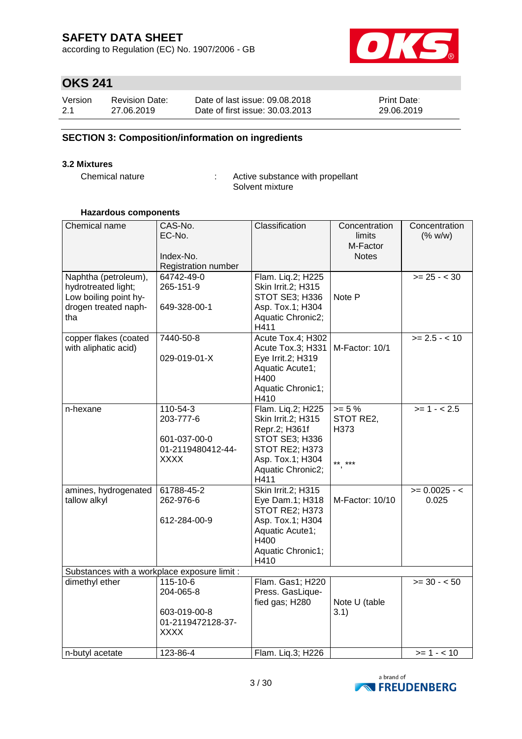# SAFETY DATA SHEET

according to Regulation (EC) No. 1907/2006 - GB

## OKS 241

| Version | Revision Date: | Date of last issue: 09.08.2018 | Print Date: |
|---|---|---|---|
| 2.1 | 27.06.2019 | Date of first issue: 30.03.2013 | 29.06.2019 |

## SECTION 3: Composition/information on ingredients

### 3.2 Mixtures

Chemical nature : Active substance with propellant
Solvent mixture

**Hazardous components**

| Chemical name | CAS-No.<br>EC-No.<br><br>Index-No.<br>Registration number | Classification | Concentration limits<br>M-Factor<br>Notes | Concentration (% w/w) |
|---|---|---|---|---|
| Naphtha (petroleum), hydrotreated light; Low boiling point hydrogen treated naphtha | 64742-49-0<br>265-151-9<br><br>649-328-00-1 | Flam. Liq.2; H225<br>Skin Irrit.2; H315<br>STOT SE3; H336<br>Asp. Tox.1; H304<br>Aquatic Chronic2; H411 | Note P | >= 25 - < 30 |
| copper flakes (coated with aliphatic acid) | 7440-50-8<br><br>029-019-01-X | Acute Tox.4; H302<br>Acute Tox.3; H331<br>Eye Irrit.2; H319<br>Aquatic Acute1; H400<br>Aquatic Chronic1; H410 | M-Factor: 10/1 | >= 2.5 - < 10 |
| n-hexane | 110-54-3<br>203-777-6<br><br>601-037-00-0<br>01-2119480412-44-XXXX | Flam. Liq.2; H225<br>Skin Irrit.2; H315<br>Repr.2; H361f<br>STOT SE3; H336<br>STOT RE2; H373<br>Asp. Tox.1; H304<br>Aquatic Chronic2; H411 | >= 5 %<br>STOT RE2, H373<br><br>**, *** | >= 1 - < 2.5 |
| amines, hydrogenated tallow alkyl | 61788-45-2<br>262-976-6<br><br>612-284-00-9 | Skin Irrit.2; H315<br>Eye Dam.1; H318<br>STOT RE2; H373<br>Asp. Tox.1; H304<br>Aquatic Acute1; H400<br>Aquatic Chronic1; H410 | M-Factor: 10/10 | >= 0.0025 - < 0.025 |
| Substances with a workplace exposure limit : | | | | |
| dimethyl ether | 115-10-6<br>204-065-8<br><br>603-019-00-8<br>01-2119472128-37-XXXX | Flam. Gas1; H220<br>Press. GasLiquefied gas; H280 | Note U (table 3.1) | >= 30 - < 50 |
| n-butyl acetate | 123-86-4 | Flam. Liq.3; H226 | | >= 1 - < 10 |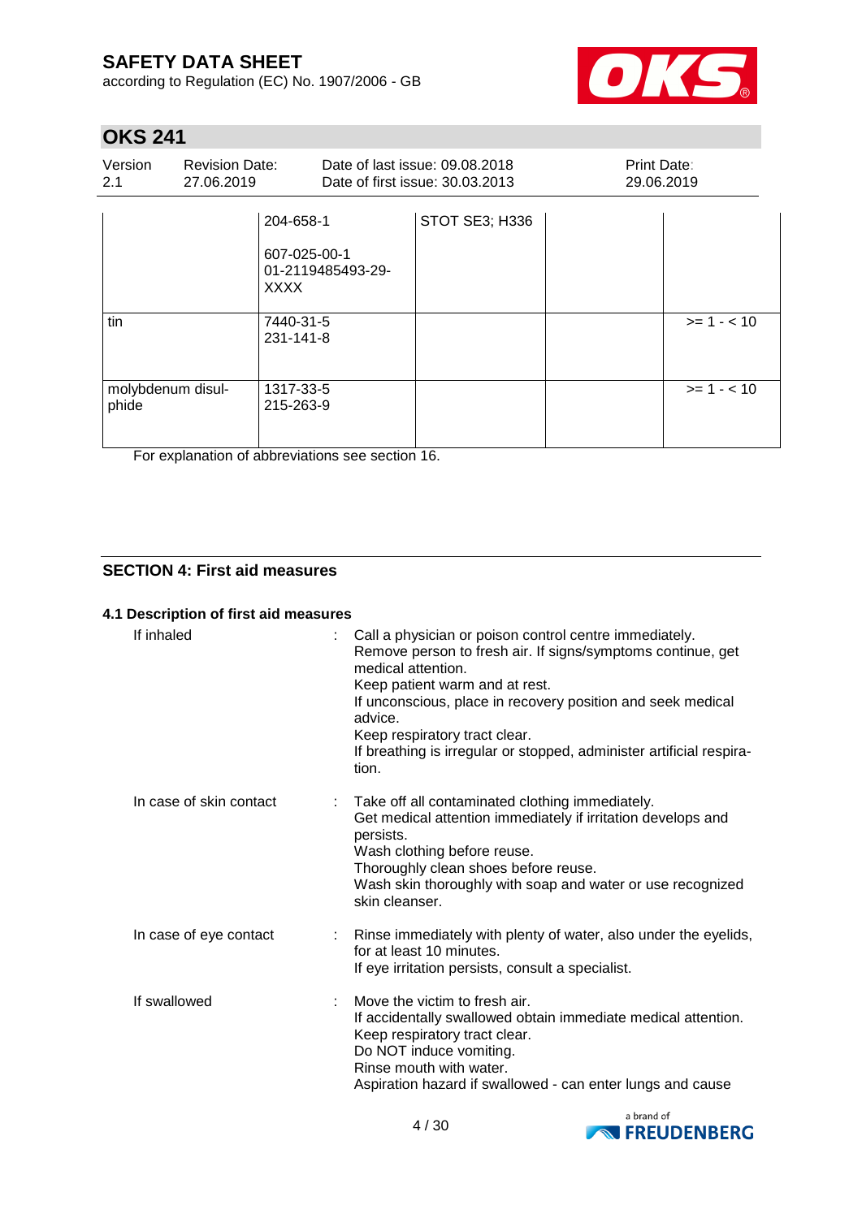| | | | | |
|---|---|---|---|---|
| | 204-658-1<br><br>607-025-00-1<br>01-2119485493-29-XXXX | STOT SE3; H336 | | |
| tin | 7440-31-5<br>231-141-8 | | | >= 1 - < 10 |
| molybdenum disulphide | 1317-33-5<br>215-263-9 | | | >= 1 - < 10 |

For explanation of abbreviations see section 16.

## SECTION 4: First aid measures

### 4.1 Description of first aid measures

If inhaled : Call a physician or poison control centre immediately.
Remove person to fresh air. If signs/symptoms continue, get medical attention.
Keep patient warm and at rest.
If unconscious, place in recovery position and seek medical advice.
Keep respiratory tract clear.
If breathing is irregular or stopped, administer artificial respiration.

In case of skin contact : Take off all contaminated clothing immediately.
Get medical attention immediately if irritation develops and persists.
Wash clothing before reuse.
Thoroughly clean shoes before reuse.
Wash skin thoroughly with soap and water or use recognized skin cleanser.

In case of eye contact : Rinse immediately with plenty of water, also under the eyelids, for at least 10 minutes.
If eye irritation persists, consult a specialist.

If swallowed : Move the victim to fresh air.
If accidentally swallowed obtain immediate medical attention.
Keep respiratory tract clear.
Do NOT induce vomiting.
Rinse mouth with water.
Aspiration hazard if swallowed - can enter lungs and cause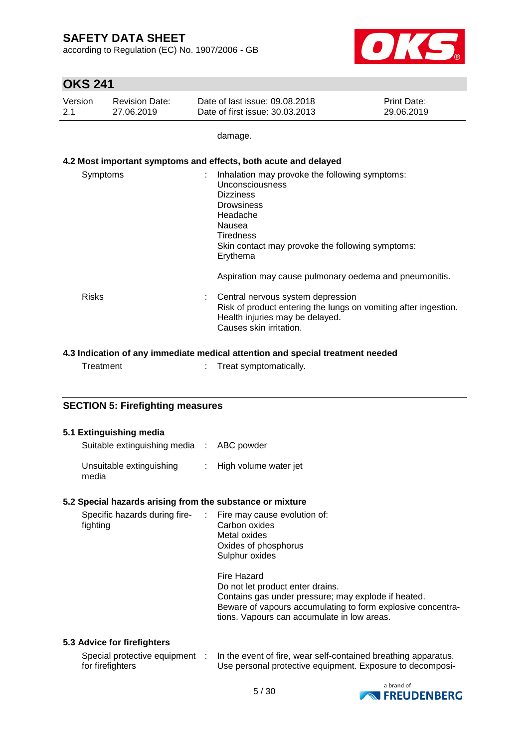damage.

### 4.2 Most important symptoms and effects, both acute and delayed

| | |
|---|---|
| Symptoms | : Inhalation may provoke the following symptoms:<br>Unconsciousness<br>Dizziness<br>Drowsiness<br>Headache<br>Nausea<br>Tiredness<br>Skin contact may provoke the following symptoms:<br>Erythema<br><br>Aspiration may cause pulmonary oedema and pneumonitis. |
| Risks | : Central nervous system depression<br>Risk of product entering the lungs on vomiting after ingestion.<br>Health injuries may be delayed.<br>Causes skin irritation. |

### 4.3 Indication of any immediate medical attention and special treatment needed

| | |
|---|---|
| Treatment | : Treat symptomatically. |

## SECTION 5: Firefighting measures

### 5.1 Extinguishing media

| | |
|---|---|
| Suitable extinguishing media | : ABC powder |
| Unsuitable extinguishing media | : High volume water jet |

### 5.2 Special hazards arising from the substance or mixture

| | |
|---|---|
| Specific hazards during fire-fighting | : Fire may cause evolution of:<br>Carbon oxides<br>Metal oxides<br>Oxides of phosphorus<br>Sulphur oxides<br><br>Fire Hazard<br>Do not let product enter drains.<br>Contains gas under pressure; may explode if heated.<br>Beware of vapours accumulating to form explosive concentrations. Vapours can accumulate in low areas. |

### 5.3 Advice for firefighters

| | |
|---|---|
| Special protective equipment for firefighters | : In the event of fire, wear self-contained breathing apparatus.<br>Use personal protective equipment. Exposure to decomposi- |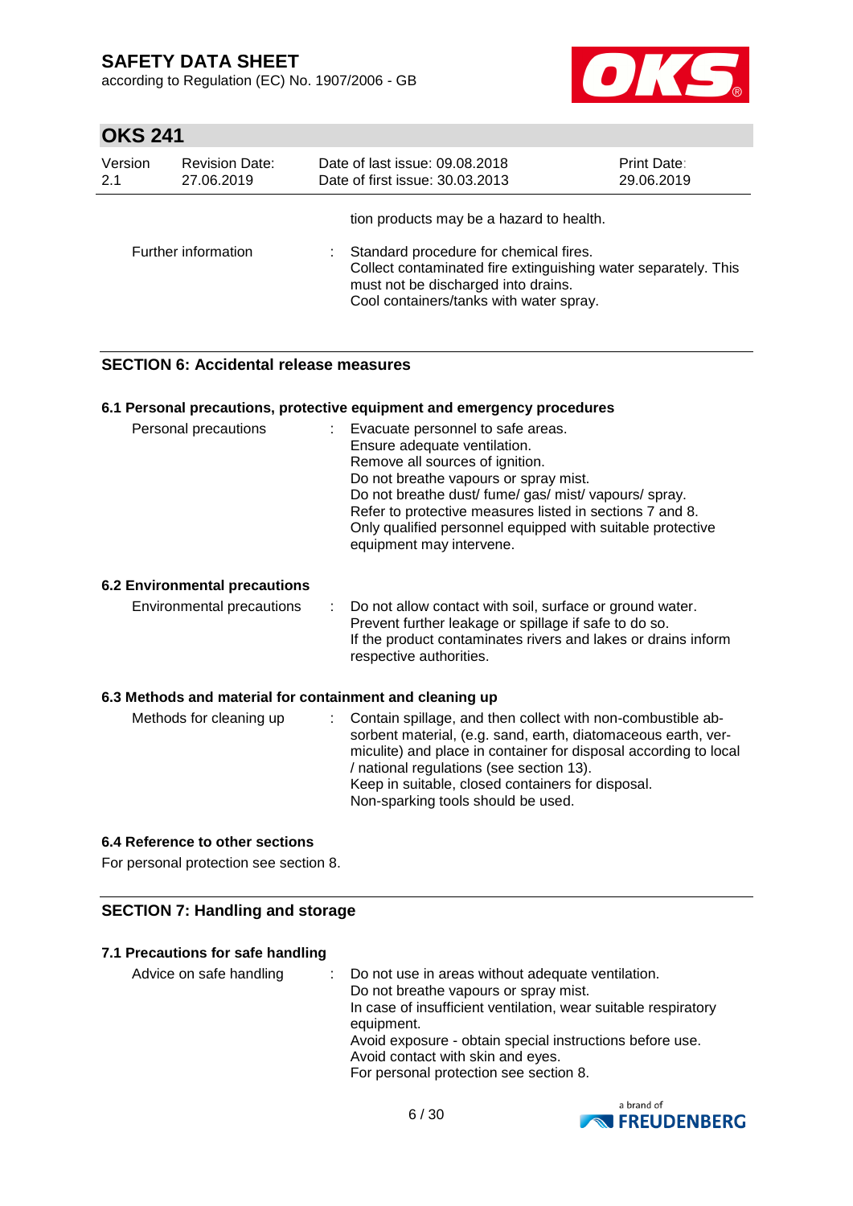tion products may be a hazard to health.

| | |
|---|---|
| Further information | Standard procedure for chemical fires. Collect contaminated fire extinguishing water separately. This must not be discharged into drains. Cool containers/tanks with water spray. |

## SECTION 6: Accidental release measures

### 6.1 Personal precautions, protective equipment and emergency procedures

| | |
|---|---|
| Personal precautions | Evacuate personnel to safe areas.<br>Ensure adequate ventilation.<br>Remove all sources of ignition.<br>Do not breathe vapours or spray mist.<br>Do not breathe dust/ fume/ gas/ mist/ vapours/ spray.<br>Refer to protective measures listed in sections 7 and 8.<br>Only qualified personnel equipped with suitable protective equipment may intervene. |

### 6.2 Environmental precautions

| | |
|---|---|
| Environmental precautions | Do not allow contact with soil, surface or ground water.<br>Prevent further leakage or spillage if safe to do so.<br>If the product contaminates rivers and lakes or drains inform respective authorities. |

### 6.3 Methods and material for containment and cleaning up

| | |
|---|---|
| Methods for cleaning up | Contain spillage, and then collect with non-combustible absorbent material, (e.g. sand, earth, diatomaceous earth, vermiculite) and place in container for disposal according to local / national regulations (see section 13).<br>Keep in suitable, closed containers for disposal.<br>Non-sparking tools should be used. |

### 6.4 Reference to other sections

For personal protection see section 8.

## SECTION 7: Handling and storage

### 7.1 Precautions for safe handling

| | |
|---|---|
| Advice on safe handling | Do not use in areas without adequate ventilation.<br>Do not breathe vapours or spray mist.<br>In case of insufficient ventilation, wear suitable respiratory equipment.<br>Avoid exposure - obtain special instructions before use.<br>Avoid contact with skin and eyes.<br>For personal protection see section 8. |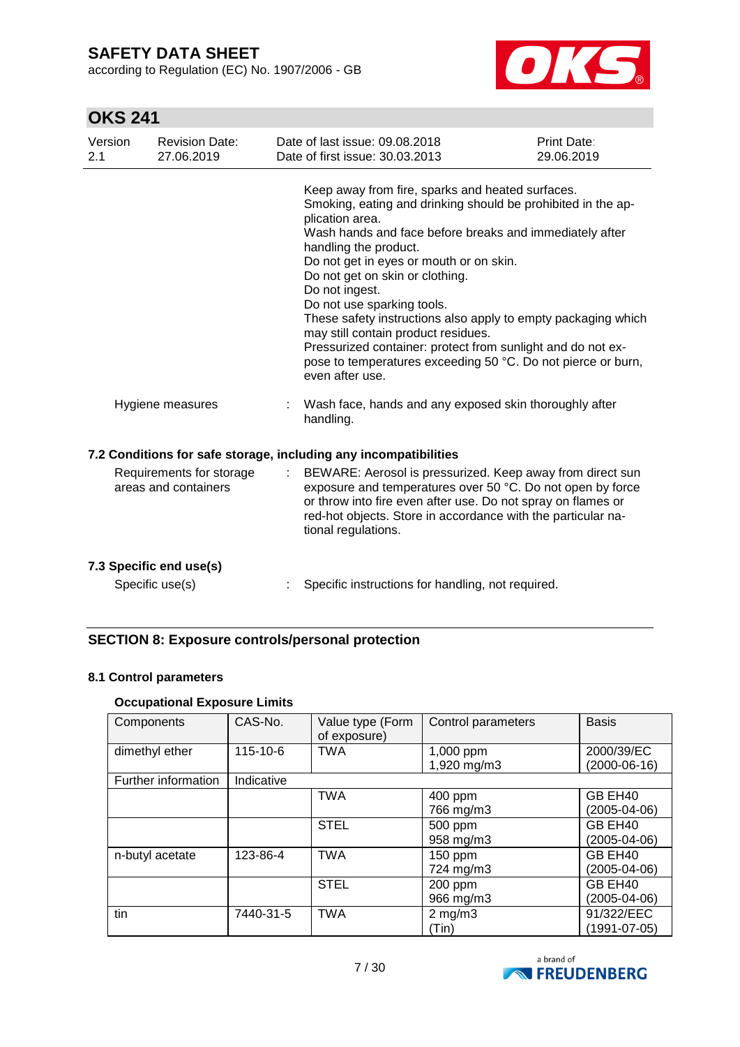Keep away from fire, sparks and heated surfaces.
Smoking, eating and drinking should be prohibited in the application area.
Wash hands and face before breaks and immediately after handling the product.
Do not get in eyes or mouth or on skin.
Do not get on skin or clothing.
Do not ingest.
Do not use sparking tools.
These safety instructions also apply to empty packaging which may still contain product residues.
Pressurized container: protect from sunlight and do not expose to temperatures exceeding 50 °C. Do not pierce or burn, even after use.

Hygiene measures : Wash face, hands and any exposed skin thoroughly after handling.

### 7.2 Conditions for safe storage, including any incompatibilities

Requirements for storage areas and containers : BEWARE: Aerosol is pressurized. Keep away from direct sun exposure and temperatures over 50 °C. Do not open by force or throw into fire even after use. Do not spray on flames or red-hot objects. Store in accordance with the particular national regulations.

### 7.3 Specific end use(s)

Specific use(s) : Specific instructions for handling, not required.

## SECTION 8: Exposure controls/personal protection

### 8.1 Control parameters

#### Occupational Exposure Limits

| Components | CAS-No. | Value type (Form of exposure) | Control parameters | Basis |
|---|---|---|---|---|
| dimethyl ether | 115-10-6 | TWA | 1,000 ppm<br>1,920 mg/m3 | 2000/39/EC (2000-06-16) |
| Further information | Indicative | | | |
| | | TWA | 400 ppm<br>766 mg/m3 | GB EH40 (2005-04-06) |
| | | STEL | 500 ppm<br>958 mg/m3 | GB EH40 (2005-04-06) |
| n-butyl acetate | 123-86-4 | TWA | 150 ppm<br>724 mg/m3 | GB EH40 (2005-04-06) |
| | | STEL | 200 ppm<br>966 mg/m3 | GB EH40 (2005-04-06) |
| tin | 7440-31-5 | TWA | 2 mg/m3<br>(Tin) | 91/322/EEC (1991-07-05) |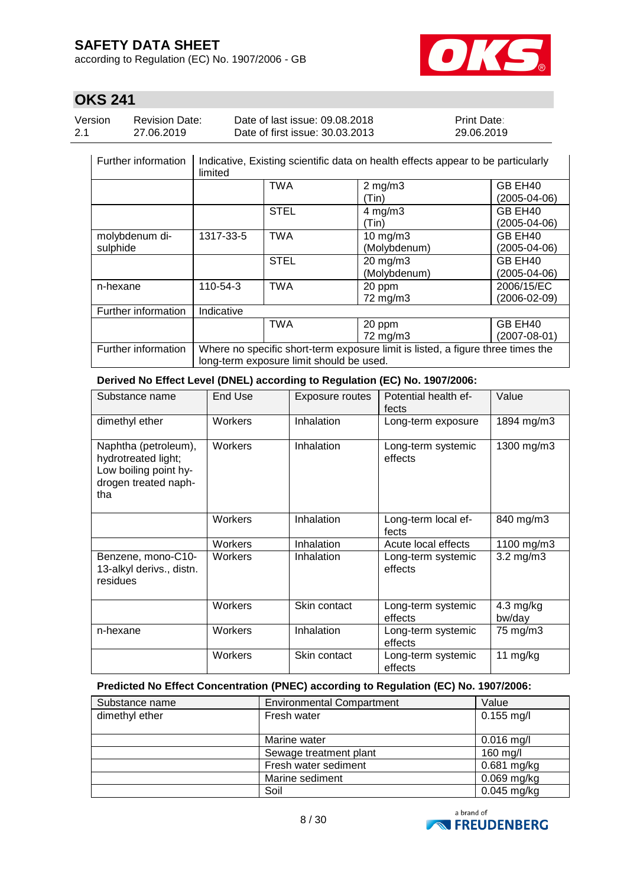# SAFETY DATA SHEET

according to Regulation (EC) No. 1907/2006 - GB

## OKS 241

| Version | Revision Date: | Date of last issue: 09.08.2018 | Print Date: |
|---|---|---|---|
| 2.1 | 27.06.2019 | Date of first issue: 30.03.2013 | 29.06.2019 |

| | | | | |
|---|---|---|---|---|
| Further information | Indicative, Existing scientific data on health effects appear to be particularly limited | | | |
| | | TWA | 2 mg/m3 (Tin) | GB EH40 (2005-04-06) |
| | | STEL | 4 mg/m3 (Tin) | GB EH40 (2005-04-06) |
| molybdenum di-sulphide | 1317-33-5 | TWA | 10 mg/m3 (Molybdenum) | GB EH40 (2005-04-06) |
| | | STEL | 20 mg/m3 (Molybdenum) | GB EH40 (2005-04-06) |
| n-hexane | 110-54-3 | TWA | 20 ppm 72 mg/m3 | 2006/15/EC (2006-02-09) |
| Further information | Indicative | | | |
| | | TWA | 20 ppm 72 mg/m3 | GB EH40 (2007-08-01) |
| Further information | Where no specific short-term exposure limit is listed, a figure three times the long-term exposure limit should be used. | | | |

**Derived No Effect Level (DNEL) according to Regulation (EC) No. 1907/2006:**

| Substance name | End Use | Exposure routes | Potential health effects | Value |
|---|---|---|---|---|
| dimethyl ether | Workers | Inhalation | Long-term exposure | 1894 mg/m3 |
| Naphtha (petroleum), hydrotreated light; Low boiling point hydrogen treated naphtha | Workers | Inhalation | Long-term systemic effects | 1300 mg/m3 |
| | Workers | Inhalation | Long-term local effects | 840 mg/m3 |
| | Workers | Inhalation | Acute local effects | 1100 mg/m3 |
| Benzene, mono-C10-13-alkyl derivs., distn. residues | Workers | Inhalation | Long-term systemic effects | 3.2 mg/m3 |
| | Workers | Skin contact | Long-term systemic effects | 4.3 mg/kg bw/day |
| n-hexane | Workers | Inhalation | Long-term systemic effects | 75 mg/m3 |
| | Workers | Skin contact | Long-term systemic effects | 11 mg/kg |

**Predicted No Effect Concentration (PNEC) according to Regulation (EC) No. 1907/2006:**

| Substance name | Environmental Compartment | Value |
|---|---|---|
| dimethyl ether | Fresh water | 0.155 mg/l |
| | Marine water | 0.016 mg/l |
| | Sewage treatment plant | 160 mg/l |
| | Fresh water sediment | 0.681 mg/kg |
| | Marine sediment | 0.069 mg/kg |
| | Soil | 0.045 mg/kg |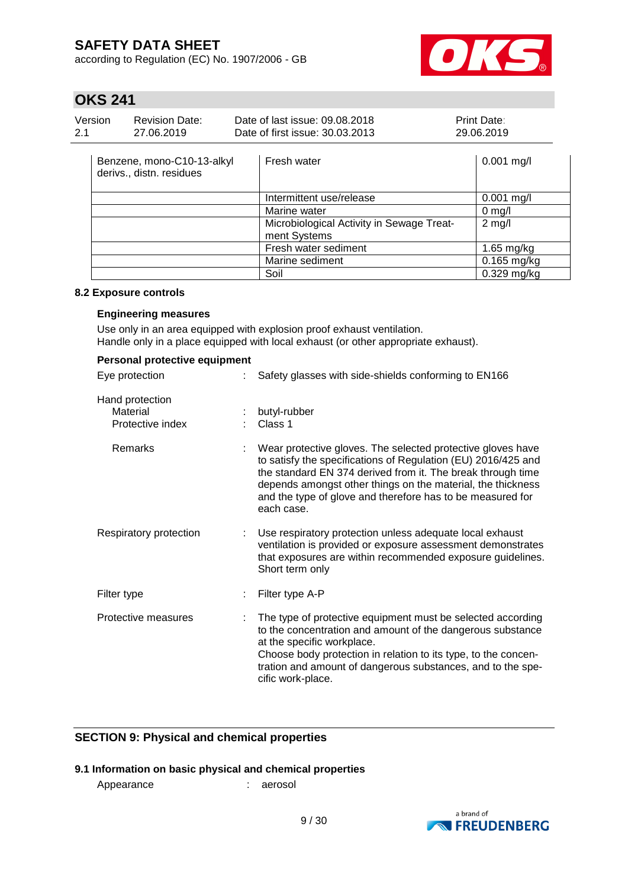| | | |
|---|---|---|
| Benzene, mono-C10-13-alkyl derivs., distn. residues | Fresh water | 0.001 mg/l |
| | Intermittent use/release | 0.001 mg/l |
| | Marine water | 0 mg/l |
| | Microbiological Activity in Sewage Treatment Systems | 2 mg/l |
| | Fresh water sediment | 1.65 mg/kg |
| | Marine sediment | 0.165 mg/kg |
| | Soil | 0.329 mg/kg |

### 8.2 Exposure controls

**Engineering measures**

Use only in an area equipped with explosion proof exhaust ventilation.
Handle only in a place equipped with local exhaust (or other appropriate exhaust).

**Personal protective equipment**

Eye protection : Safety glasses with side-shields conforming to EN166

Hand protection
  Material : butyl-rubber
  Protective index : Class 1

  Remarks : Wear protective gloves. The selected protective gloves have to satisfy the specifications of Regulation (EU) 2016/425 and the standard EN 374 derived from it. The break through time depends amongst other things on the material, the thickness and the type of glove and therefore has to be measured for each case.

Respiratory protection : Use respiratory protection unless adequate local exhaust ventilation is provided or exposure assessment demonstrates that exposures are within recommended exposure guidelines. Short term only

Filter type : Filter type A-P

Protective measures : The type of protective equipment must be selected according to the concentration and amount of the dangerous substance at the specific workplace.
Choose body protection in relation to its type, to the concentration and amount of dangerous substances, and to the specific work-place.

## SECTION 9: Physical and chemical properties

### 9.1 Information on basic physical and chemical properties

Appearance : aerosol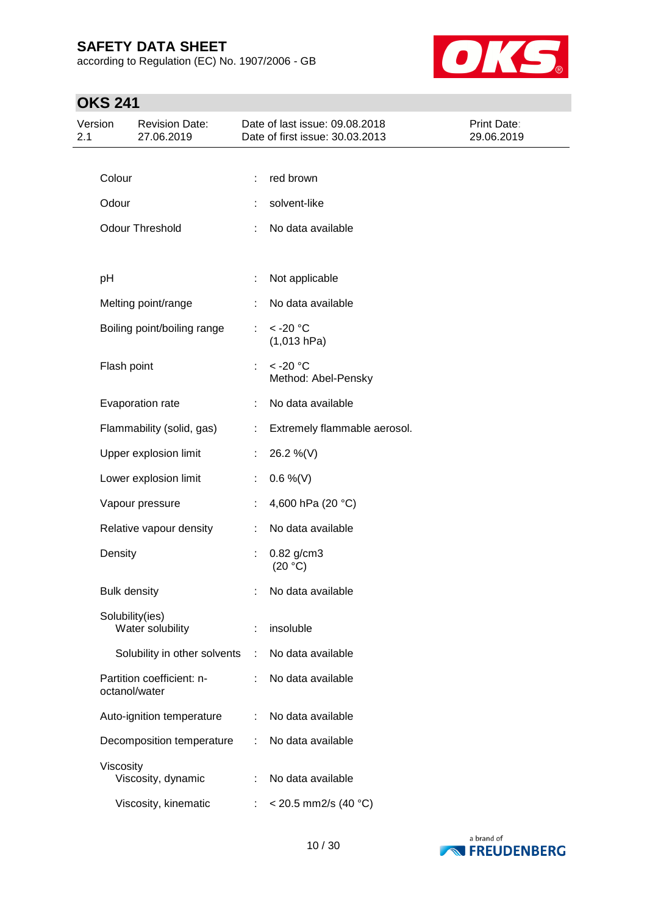| | | |
|---|---|---|
| Colour | : | red brown |
| Odour | : | solvent-like |
| Odour Threshold | : | No data available |
| pH | : | Not applicable |
| Melting point/range | : | No data available |
| Boiling point/boiling range | : | < -20 °C<br>(1,013 hPa) |
| Flash point | : | < -20 °C<br>Method: Abel-Pensky |
| Evaporation rate | : | No data available |
| Flammability (solid, gas) | : | Extremely flammable aerosol. |
| Upper explosion limit | : | 26.2 %(V) |
| Lower explosion limit | : | 0.6 %(V) |
| Vapour pressure | : | 4,600 hPa (20 °C) |
| Relative vapour density | : | No data available |
| Density | : | 0.82 g/cm3<br>(20 °C) |
| Bulk density | : | No data available |
| Solubility(ies)<br>Water solubility | : | insoluble |
| Solubility in other solvents | : | No data available |
| Partition coefficient: n-octanol/water | : | No data available |
| Auto-ignition temperature | : | No data available |
| Decomposition temperature | : | No data available |
| Viscosity<br>Viscosity, dynamic | : | No data available |
| Viscosity, kinematic | : | < 20.5 mm2/s (40 °C) |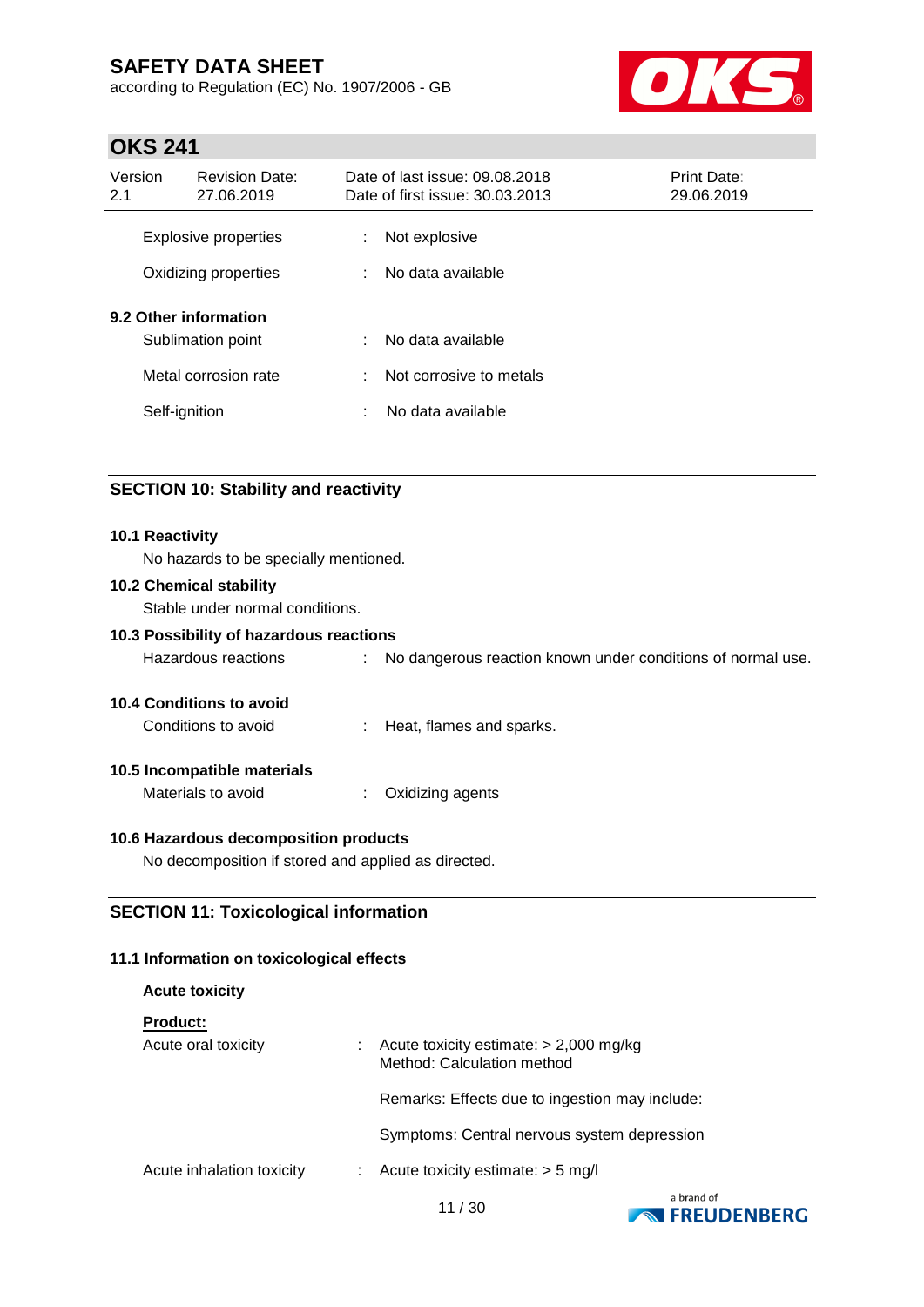| | | |
|---|---|---|
| Explosive properties | : | Not explosive |
| Oxidizing properties | : | No data available |

**9.2 Other information**

| | | |
|---|---|---|
| Sublimation point | : | No data available |
| Metal corrosion rate | : | Not corrosive to metals |
| Self-ignition | : | No data available |

## SECTION 10: Stability and reactivity

**10.1 Reactivity**

No hazards to be specially mentioned.

**10.2 Chemical stability**

Stable under normal conditions.

**10.3 Possibility of hazardous reactions**

| | | |
|---|---|---|
| Hazardous reactions | : | No dangerous reaction known under conditions of normal use. |

**10.4 Conditions to avoid**

| | | |
|---|---|---|
| Conditions to avoid | : | Heat, flames and sparks. |

**10.5 Incompatible materials**

| | | |
|---|---|---|
| Materials to avoid | : | Oxidizing agents |

**10.6 Hazardous decomposition products**

No decomposition if stored and applied as directed.

## SECTION 11: Toxicological information

**11.1 Information on toxicological effects**

**Acute toxicity**

**Product:**

| | | |
|---|---|---|
| Acute oral toxicity | : | Acute toxicity estimate: > 2,000 mg/kg<br>Method: Calculation method |
| | | Remarks: Effects due to ingestion may include: |
| | | Symptoms: Central nervous system depression |
| Acute inhalation toxicity | : | Acute toxicity estimate: > 5 mg/l |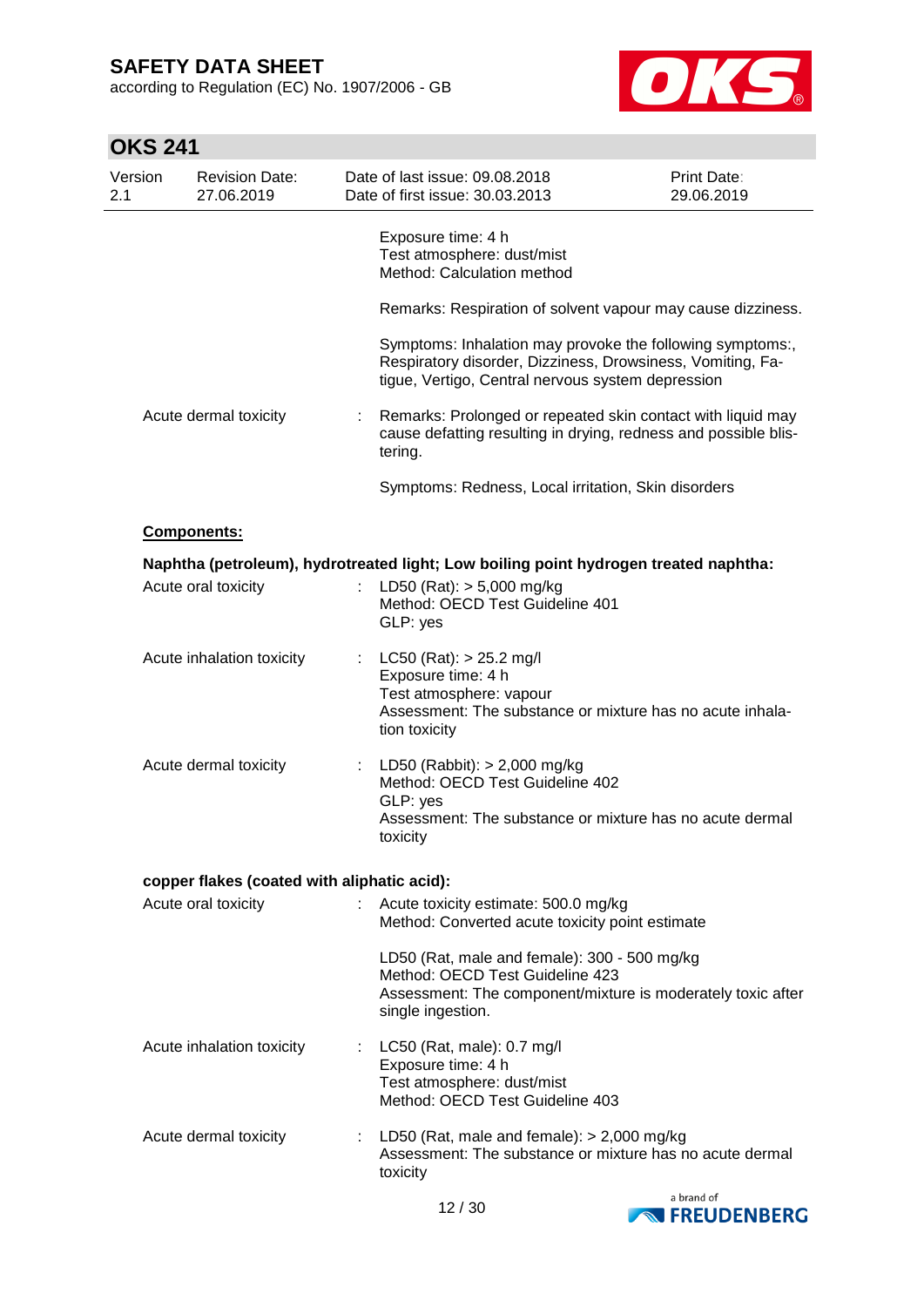Exposure time: 4 h
Test atmosphere: dust/mist
Method: Calculation method

Remarks: Respiration of solvent vapour may cause dizziness.

Symptoms: Inhalation may provoke the following symptoms:, Respiratory disorder, Dizziness, Drowsiness, Vomiting, Fatigue, Vertigo, Central nervous system depression

Acute dermal toxicity : Remarks: Prolonged or repeated skin contact with liquid may cause defatting resulting in drying, redness and possible blistering.

Symptoms: Redness, Local irritation, Skin disorders

**Components:**

**Naphtha (petroleum), hydrotreated light; Low boiling point hydrogen treated naphtha:**

Acute oral toxicity : LD50 (Rat): > 5,000 mg/kg
Method: OECD Test Guideline 401
GLP: yes

Acute inhalation toxicity : LC50 (Rat): > 25.2 mg/l
Exposure time: 4 h
Test atmosphere: vapour
Assessment: The substance or mixture has no acute inhalation toxicity

Acute dermal toxicity : LD50 (Rabbit): > 2,000 mg/kg
Method: OECD Test Guideline 402
GLP: yes
Assessment: The substance or mixture has no acute dermal toxicity

**copper flakes (coated with aliphatic acid):**

Acute oral toxicity : Acute toxicity estimate: 500.0 mg/kg
Method: Converted acute toxicity point estimate

LD50 (Rat, male and female): 300 - 500 mg/kg
Method: OECD Test Guideline 423
Assessment: The component/mixture is moderately toxic after single ingestion.

Acute inhalation toxicity : LC50 (Rat, male): 0.7 mg/l
Exposure time: 4 h
Test atmosphere: dust/mist
Method: OECD Test Guideline 403

Acute dermal toxicity : LD50 (Rat, male and female): > 2,000 mg/kg
Assessment: The substance or mixture has no acute dermal toxicity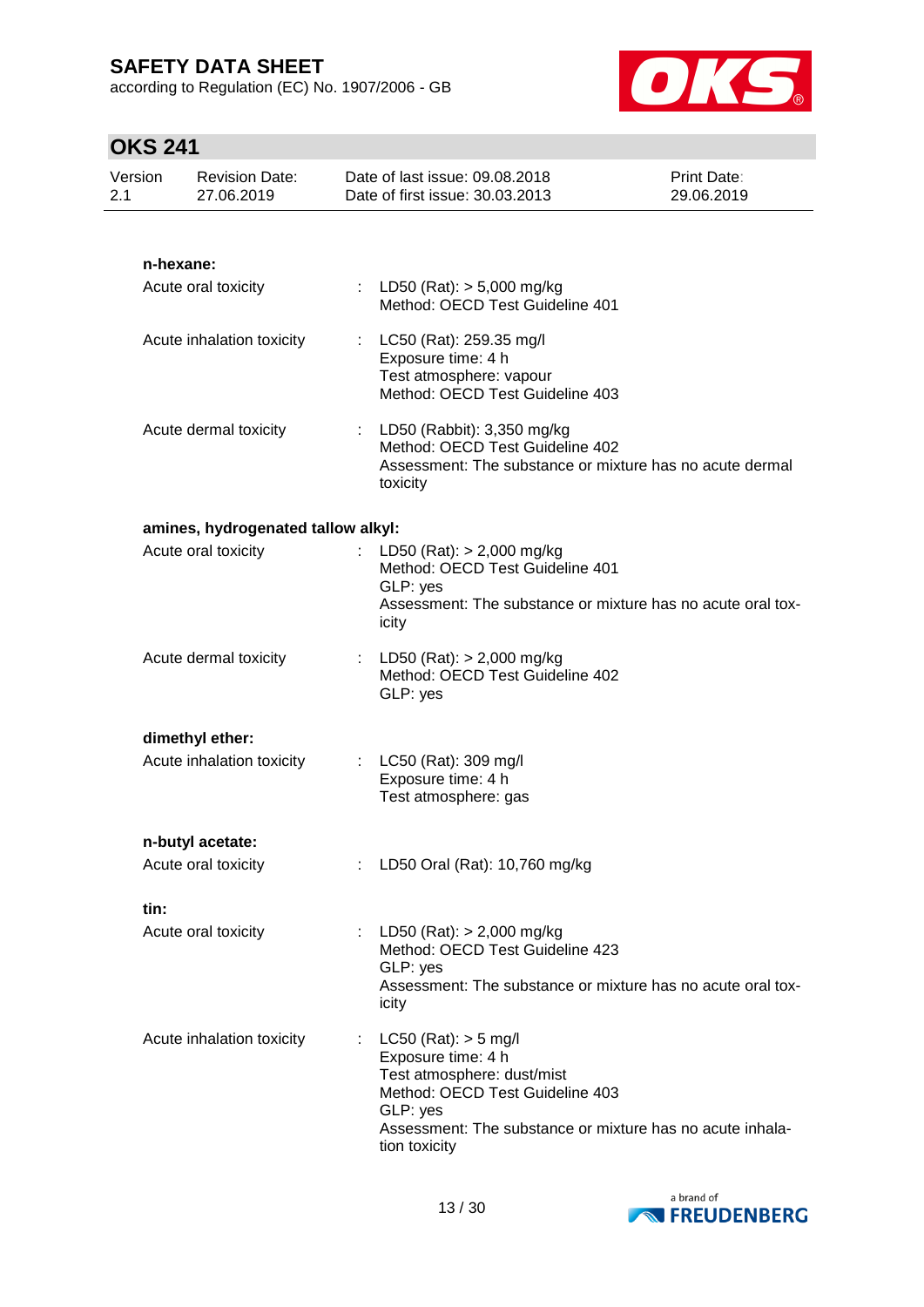**n-hexane:**

| | | |
|---|---|---|
| Acute oral toxicity | : | LD50 (Rat): > 5,000 mg/kg<br>Method: OECD Test Guideline 401 |
| Acute inhalation toxicity | : | LC50 (Rat): 259.35 mg/l<br>Exposure time: 4 h<br>Test atmosphere: vapour<br>Method: OECD Test Guideline 403 |
| Acute dermal toxicity | : | LD50 (Rabbit): 3,350 mg/kg<br>Method: OECD Test Guideline 402<br>Assessment: The substance or mixture has no acute dermal toxicity |

**amines, hydrogenated tallow alkyl:**

| | | |
|---|---|---|
| Acute oral toxicity | : | LD50 (Rat): > 2,000 mg/kg<br>Method: OECD Test Guideline 401<br>GLP: yes<br>Assessment: The substance or mixture has no acute oral toxicity |
| Acute dermal toxicity | : | LD50 (Rat): > 2,000 mg/kg<br>Method: OECD Test Guideline 402<br>GLP: yes |

**dimethyl ether:**

| | | |
|---|---|---|
| Acute inhalation toxicity | : | LC50 (Rat): 309 mg/l<br>Exposure time: 4 h<br>Test atmosphere: gas |

**n-butyl acetate:**

| | | |
|---|---|---|
| Acute oral toxicity | : | LD50 Oral (Rat): 10,760 mg/kg |

**tin:**

| | | |
|---|---|---|
| Acute oral toxicity | : | LD50 (Rat): > 2,000 mg/kg<br>Method: OECD Test Guideline 423<br>GLP: yes<br>Assessment: The substance or mixture has no acute oral toxicity |
| Acute inhalation toxicity | : | LC50 (Rat): > 5 mg/l<br>Exposure time: 4 h<br>Test atmosphere: dust/mist<br>Method: OECD Test Guideline 403<br>GLP: yes<br>Assessment: The substance or mixture has no acute inhalation toxicity |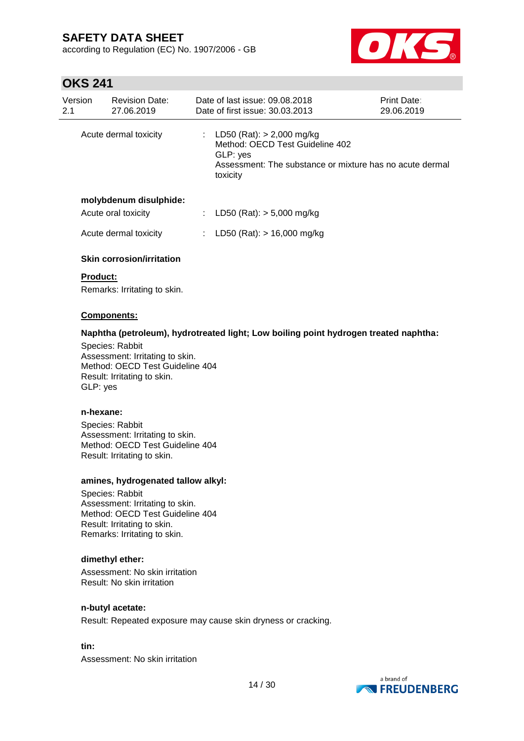| | | |
|---|---|---|
| Acute dermal toxicity | : | LD50 (Rat): > 2,000 mg/kg<br>Method: OECD Test Guideline 402<br>GLP: yes<br>Assessment: The substance or mixture has no acute dermal toxicity |

**molybdenum disulphide:**

| | | |
|---|---|---|
| Acute oral toxicity | : | LD50 (Rat): > 5,000 mg/kg |
| Acute dermal toxicity | : | LD50 (Rat): > 16,000 mg/kg |

**Skin corrosion/irritation**

**Product:**

Remarks: Irritating to skin.

**Components:**

**Naphtha (petroleum), hydrotreated light; Low boiling point hydrogen treated naphtha:**

Species: Rabbit
Assessment: Irritating to skin.
Method: OECD Test Guideline 404
Result: Irritating to skin.
GLP: yes

**n-hexane:**

Species: Rabbit
Assessment: Irritating to skin.
Method: OECD Test Guideline 404
Result: Irritating to skin.

**amines, hydrogenated tallow alkyl:**

Species: Rabbit
Assessment: Irritating to skin.
Method: OECD Test Guideline 404
Result: Irritating to skin.
Remarks: Irritating to skin.

**dimethyl ether:**

Assessment: No skin irritation
Result: No skin irritation

**n-butyl acetate:**

Result: Repeated exposure may cause skin dryness or cracking.

**tin:**

Assessment: No skin irritation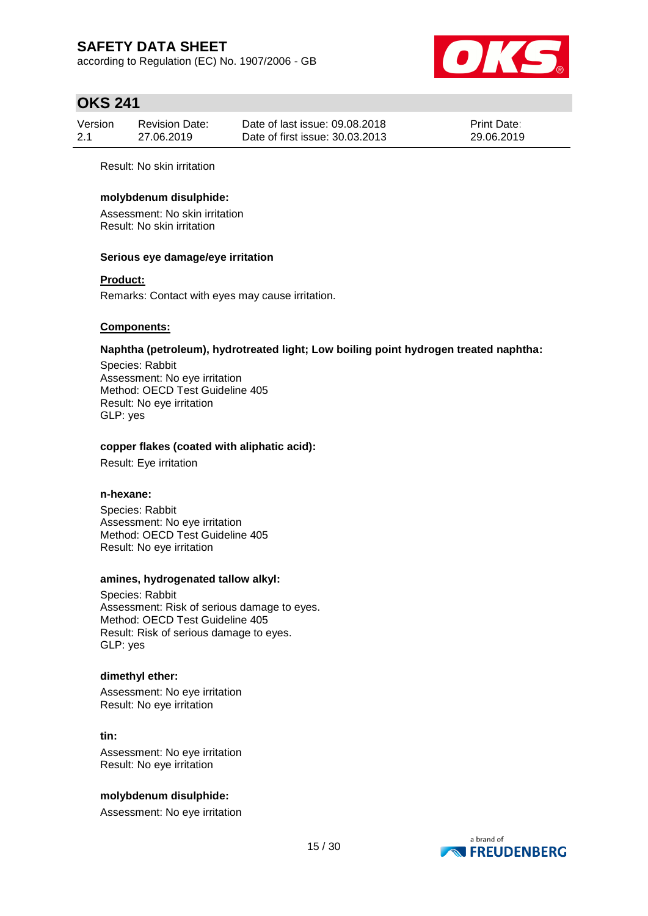Result: No skin irritation

**molybdenum disulphide:**

Assessment: No skin irritation
Result: No skin irritation

**Serious eye damage/eye irritation**

**Product:**

Remarks: Contact with eyes may cause irritation.

**Components:**

**Naphtha (petroleum), hydrotreated light; Low boiling point hydrogen treated naphtha:**

Species: Rabbit
Assessment: No eye irritation
Method: OECD Test Guideline 405
Result: No eye irritation
GLP: yes

**copper flakes (coated with aliphatic acid):**

Result: Eye irritation

**n-hexane:**

Species: Rabbit
Assessment: No eye irritation
Method: OECD Test Guideline 405
Result: No eye irritation

**amines, hydrogenated tallow alkyl:**

Species: Rabbit
Assessment: Risk of serious damage to eyes.
Method: OECD Test Guideline 405
Result: Risk of serious damage to eyes.
GLP: yes

**dimethyl ether:**

Assessment: No eye irritation
Result: No eye irritation

**tin:**

Assessment: No eye irritation
Result: No eye irritation

**molybdenum disulphide:**

Assessment: No eye irritation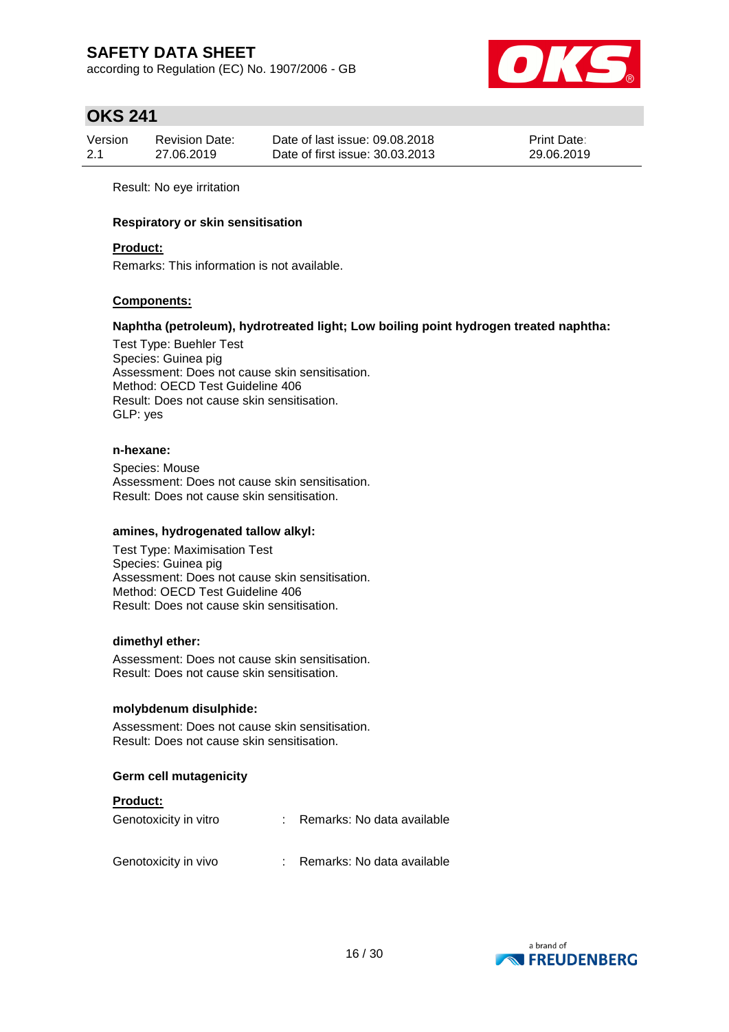Result: No eye irritation

**Respiratory or skin sensitisation**

**Product:**

Remarks: This information is not available.

**Components:**

**Naphtha (petroleum), hydrotreated light; Low boiling point hydrogen treated naphtha:**

Test Type: Buehler Test
Species: Guinea pig
Assessment: Does not cause skin sensitisation.
Method: OECD Test Guideline 406
Result: Does not cause skin sensitisation.
GLP: yes

**n-hexane:**

Species: Mouse
Assessment: Does not cause skin sensitisation.
Result: Does not cause skin sensitisation.

**amines, hydrogenated tallow alkyl:**

Test Type: Maximisation Test
Species: Guinea pig
Assessment: Does not cause skin sensitisation.
Method: OECD Test Guideline 406
Result: Does not cause skin sensitisation.

**dimethyl ether:**

Assessment: Does not cause skin sensitisation.
Result: Does not cause skin sensitisation.

**molybdenum disulphide:**

Assessment: Does not cause skin sensitisation.
Result: Does not cause skin sensitisation.

**Germ cell mutagenicity**

**Product:**

Genotoxicity in vitro : Remarks: No data available

Genotoxicity in vivo : Remarks: No data available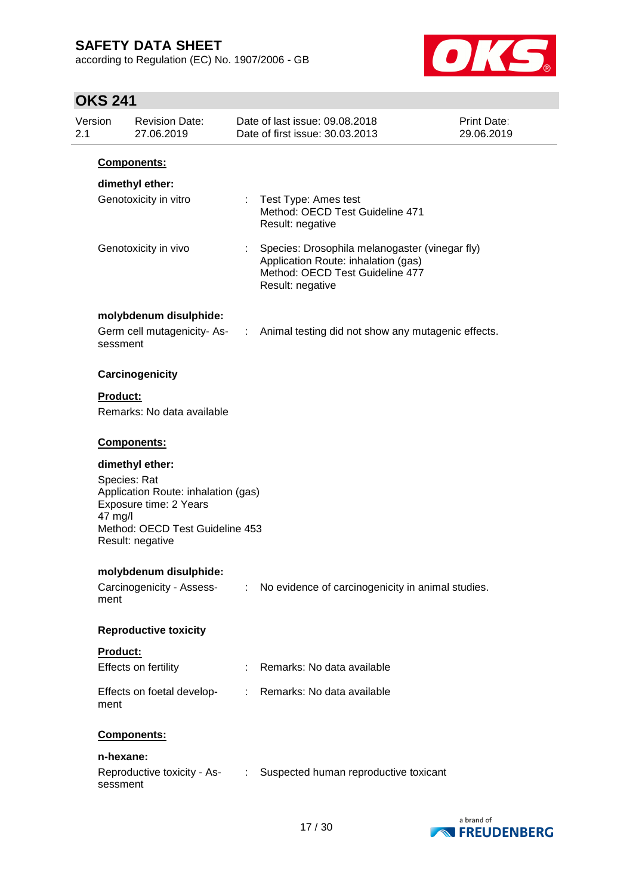**Components:**

**dimethyl ether:**

| | | |
|---|---|---|
| Genotoxicity in vitro | : | Test Type: Ames test<br>Method: OECD Test Guideline 471<br>Result: negative |
| Genotoxicity in vivo | : | Species: Drosophila melanogaster (vinegar fly)<br>Application Route: inhalation (gas)<br>Method: OECD Test Guideline 477<br>Result: negative |

**molybdenum disulphide:**

| | | |
|---|---|---|
| Germ cell mutagenicity- Assessment | : | Animal testing did not show any mutagenic effects. |

### Carcinogenicity

**Product:**

Remarks: No data available

**Components:**

**dimethyl ether:**

Species: Rat
Application Route: inhalation (gas)
Exposure time: 2 Years
47 mg/l
Method: OECD Test Guideline 453
Result: negative

**molybdenum disulphide:**

| | | |
|---|---|---|
| Carcinogenicity - Assessment | : | No evidence of carcinogenicity in animal studies. |

### Reproductive toxicity

**Product:**

| | | |
|---|---|---|
| Effects on fertility | : | Remarks: No data available |
| Effects on foetal development | : | Remarks: No data available |

**Components:**

**n-hexane:**

| | | |
|---|---|---|
| Reproductive toxicity - Assessment | : | Suspected human reproductive toxicant |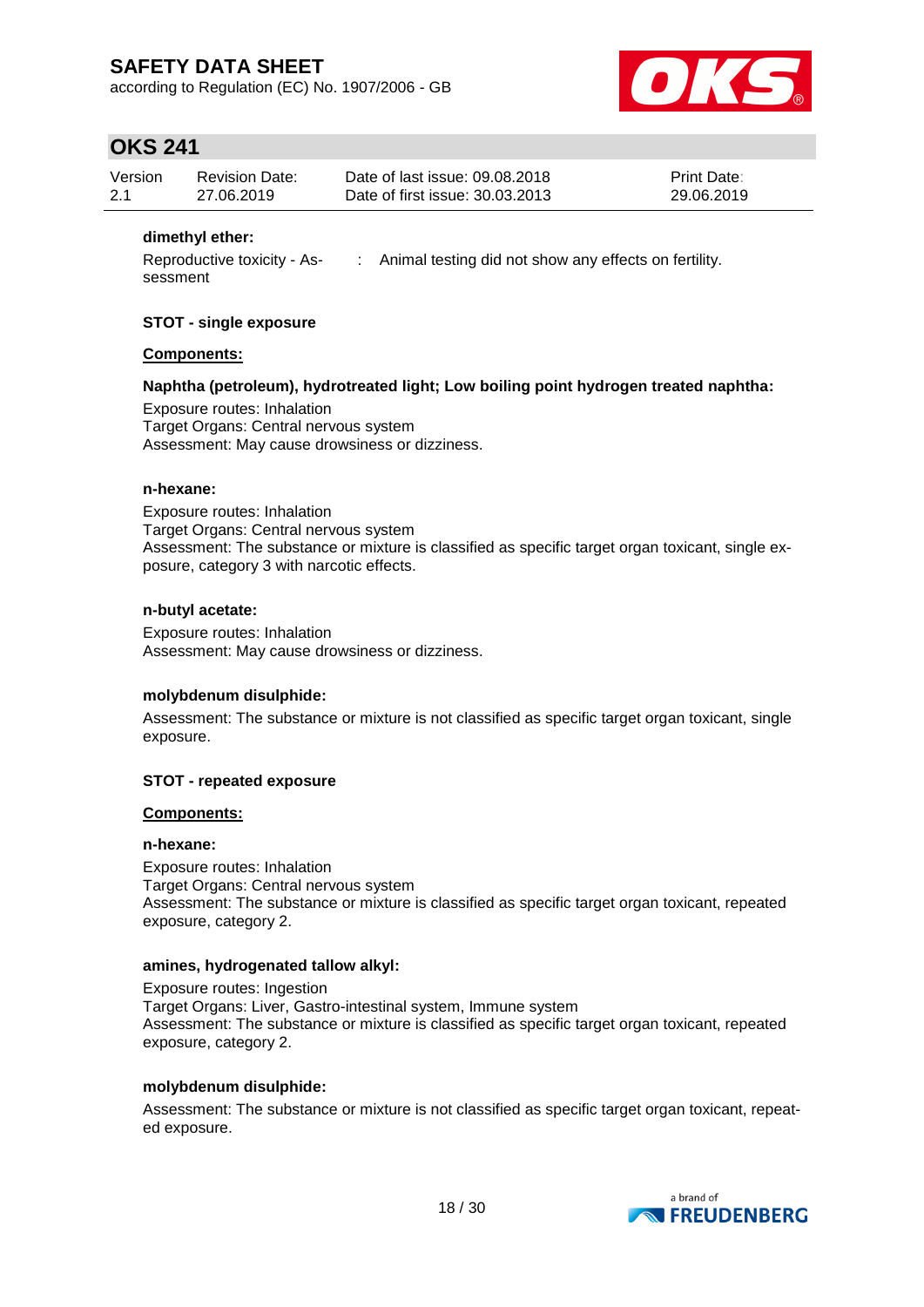**dimethyl ether:**

Reproductive toxicity - Assessment : Animal testing did not show any effects on fertility.

**STOT - single exposure**

**Components:**

**Naphtha (petroleum), hydrotreated light; Low boiling point hydrogen treated naphtha:**

Exposure routes: Inhalation
Target Organs: Central nervous system
Assessment: May cause drowsiness or dizziness.

**n-hexane:**

Exposure routes: Inhalation
Target Organs: Central nervous system
Assessment: The substance or mixture is classified as specific target organ toxicant, single exposure, category 3 with narcotic effects.

**n-butyl acetate:**

Exposure routes: Inhalation
Assessment: May cause drowsiness or dizziness.

**molybdenum disulphide:**

Assessment: The substance or mixture is not classified as specific target organ toxicant, single exposure.

**STOT - repeated exposure**

**Components:**

**n-hexane:**

Exposure routes: Inhalation
Target Organs: Central nervous system
Assessment: The substance or mixture is classified as specific target organ toxicant, repeated exposure, category 2.

**amines, hydrogenated tallow alkyl:**

Exposure routes: Ingestion
Target Organs: Liver, Gastro-intestinal system, Immune system
Assessment: The substance or mixture is classified as specific target organ toxicant, repeated exposure, category 2.

**molybdenum disulphide:**

Assessment: The substance or mixture is not classified as specific target organ toxicant, repeated exposure.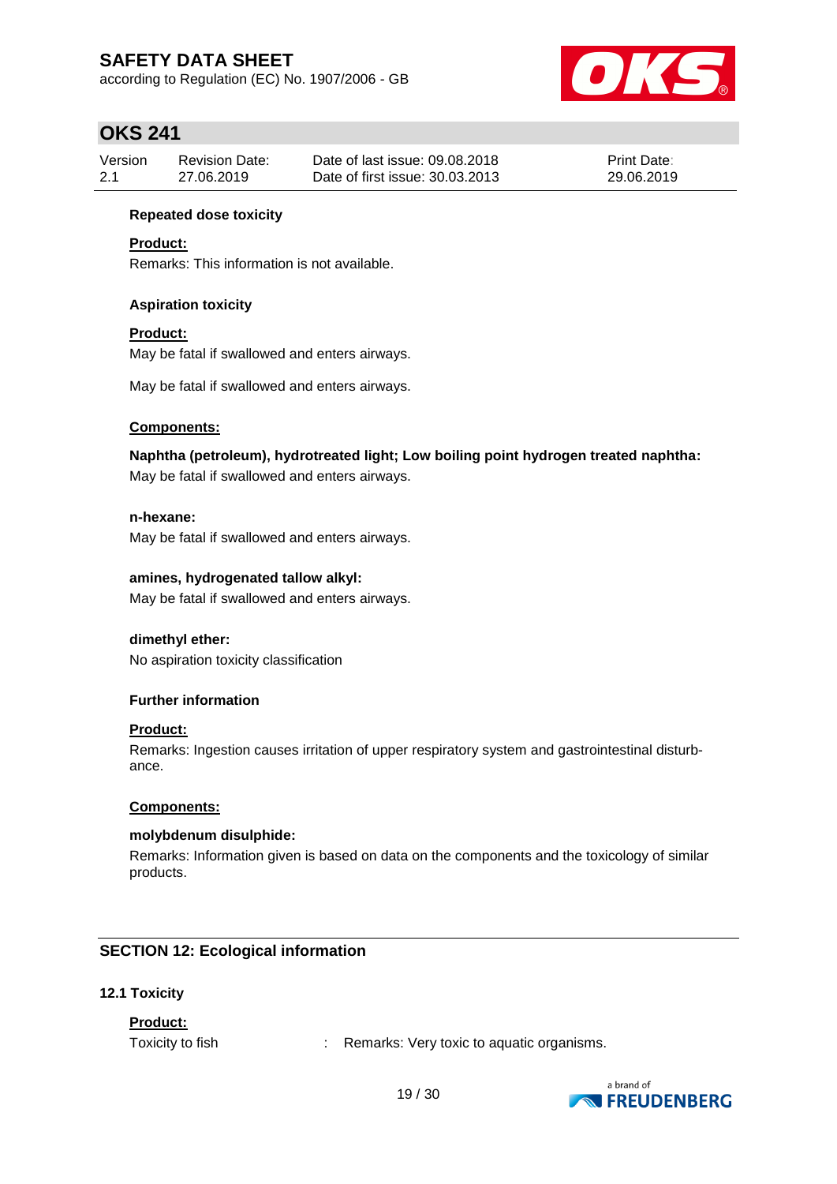**Repeated dose toxicity**

**Product:**

Remarks: This information is not available.

**Aspiration toxicity**

**Product:**

May be fatal if swallowed and enters airways.

May be fatal if swallowed and enters airways.

**Components:**

**Naphtha (petroleum), hydrotreated light; Low boiling point hydrogen treated naphtha:**

May be fatal if swallowed and enters airways.

**n-hexane:**

May be fatal if swallowed and enters airways.

**amines, hydrogenated tallow alkyl:**

May be fatal if swallowed and enters airways.

**dimethyl ether:**

No aspiration toxicity classification

**Further information**

**Product:**

Remarks: Ingestion causes irritation of upper respiratory system and gastrointestinal disturbance.

**Components:**

**molybdenum disulphide:**

Remarks: Information given is based on data on the components and the toxicology of similar products.

## SECTION 12: Ecological information

### 12.1 Toxicity

**Product:**

Toxicity to fish : Remarks: Very toxic to aquatic organisms.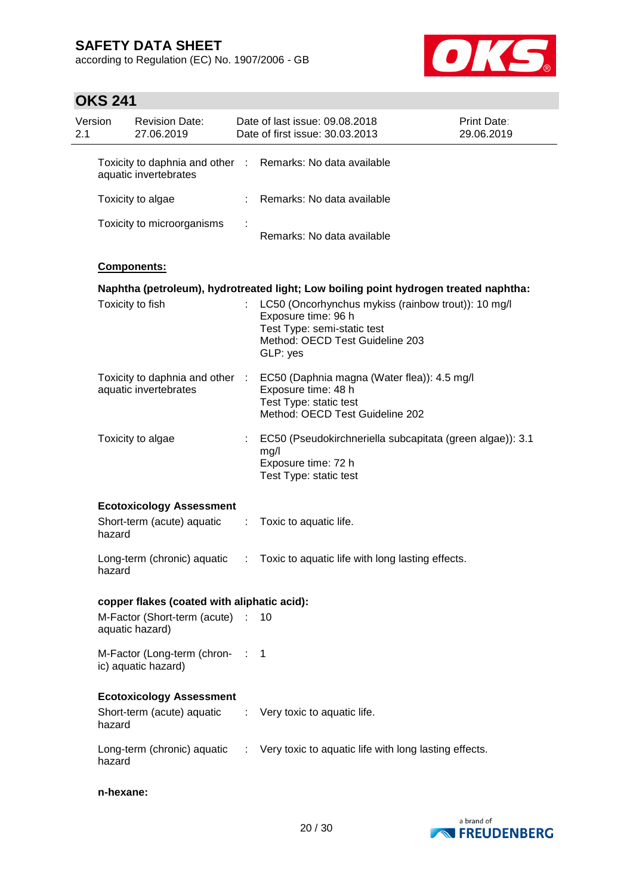Toxicity to daphnia and other aquatic invertebrates : Remarks: No data available

Toxicity to algae : Remarks: No data available

Toxicity to microorganisms : Remarks: No data available

**Components:**

**Naphtha (petroleum), hydrotreated light; Low boiling point hydrogen treated naphtha:**

Toxicity to fish : LC50 (Oncorhynchus mykiss (rainbow trout)): 10 mg/l
Exposure time: 96 h
Test Type: semi-static test
Method: OECD Test Guideline 203
GLP: yes

Toxicity to daphnia and other aquatic invertebrates : EC50 (Daphnia magna (Water flea)): 4.5 mg/l
Exposure time: 48 h
Test Type: static test
Method: OECD Test Guideline 202

Toxicity to algae : EC50 (Pseudokirchneriella subcapitata (green algae)): 3.1 mg/l
Exposure time: 72 h
Test Type: static test

**Ecotoxicology Assessment**

Short-term (acute) aquatic hazard : Toxic to aquatic life.

Long-term (chronic) aquatic hazard : Toxic to aquatic life with long lasting effects.

**copper flakes (coated with aliphatic acid):**

M-Factor (Short-term (acute) aquatic hazard) : 10

M-Factor (Long-term (chronic) aquatic hazard) : 1

**Ecotoxicology Assessment**

Short-term (acute) aquatic hazard : Very toxic to aquatic life.

Long-term (chronic) aquatic hazard : Very toxic to aquatic life with long lasting effects.

**n-hexane:**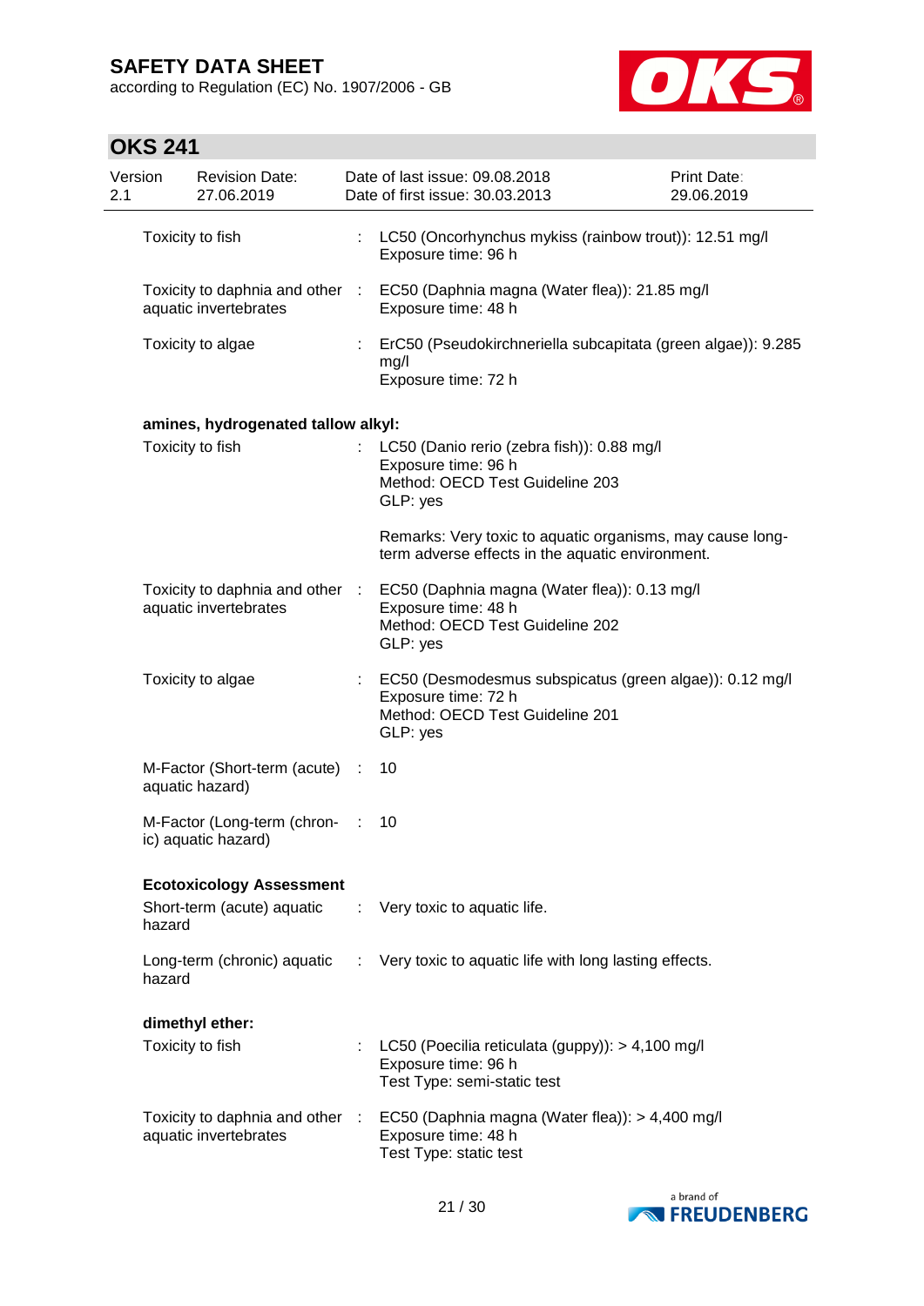| | | |
|---|---|---|
| Toxicity to fish | : | LC50 (Oncorhynchus mykiss (rainbow trout)): 12.51 mg/l<br>Exposure time: 96 h |
| Toxicity to daphnia and other aquatic invertebrates | : | EC50 (Daphnia magna (Water flea)): 21.85 mg/l<br>Exposure time: 48 h |
| Toxicity to algae | : | ErC50 (Pseudokirchneriella subcapitata (green algae)): 9.285 mg/l<br>Exposure time: 72 h |

**amines, hydrogenated tallow alkyl:**

| | | |
|---|---|---|
| Toxicity to fish | : | LC50 (Danio rerio (zebra fish)): 0.88 mg/l<br>Exposure time: 96 h<br>Method: OECD Test Guideline 203<br>GLP: yes<br><br>Remarks: Very toxic to aquatic organisms, may cause long-term adverse effects in the aquatic environment. |
| Toxicity to daphnia and other aquatic invertebrates | : | EC50 (Daphnia magna (Water flea)): 0.13 mg/l<br>Exposure time: 48 h<br>Method: OECD Test Guideline 202<br>GLP: yes |
| Toxicity to algae | : | EC50 (Desmodesmus subspicatus (green algae)): 0.12 mg/l<br>Exposure time: 72 h<br>Method: OECD Test Guideline 201<br>GLP: yes |
| M-Factor (Short-term (acute) aquatic hazard) | : | 10 |
| M-Factor (Long-term (chronic) aquatic hazard) | : | 10 |

**Ecotoxicology Assessment**

| | | |
|---|---|---|
| Short-term (acute) aquatic hazard | : | Very toxic to aquatic life. |
| Long-term (chronic) aquatic hazard | : | Very toxic to aquatic life with long lasting effects. |

**dimethyl ether:**

| | | |
|---|---|---|
| Toxicity to fish | : | LC50 (Poecilia reticulata (guppy)): > 4,100 mg/l<br>Exposure time: 96 h<br>Test Type: semi-static test |
| Toxicity to daphnia and other aquatic invertebrates | : | EC50 (Daphnia magna (Water flea)): > 4,400 mg/l<br>Exposure time: 48 h<br>Test Type: static test |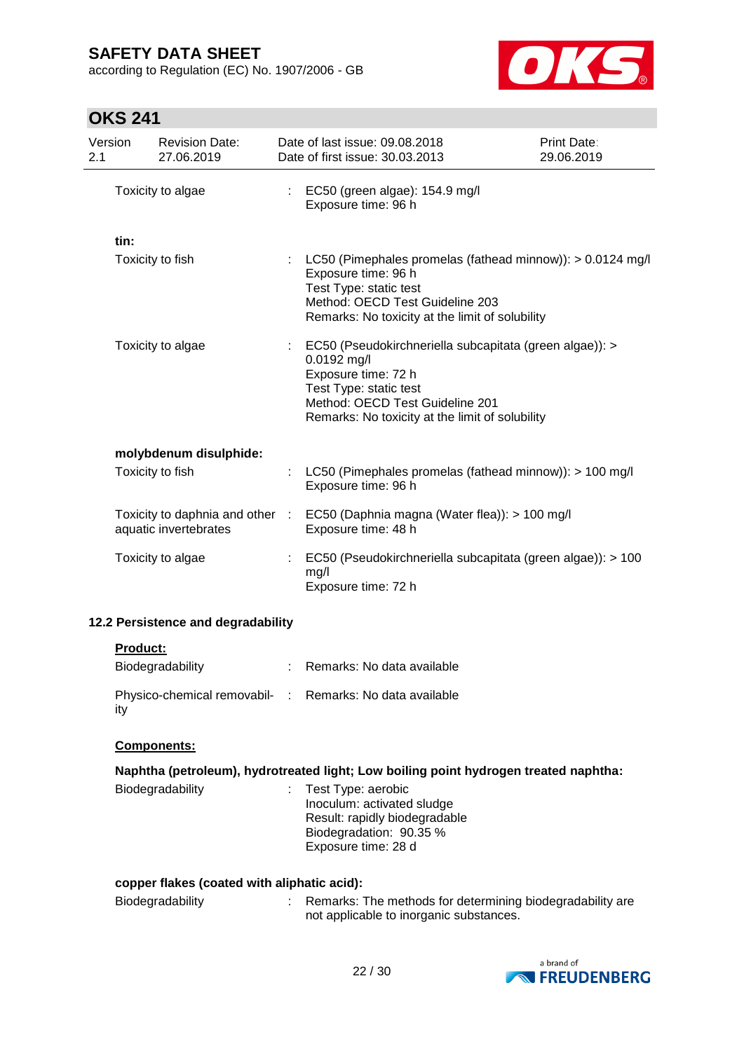| | | |
|---|---|---|
| Toxicity to algae | : | EC50 (green algae): 154.9 mg/l<br>Exposure time: 96 h |

**tin:**

| | | |
|---|---|---|
| Toxicity to fish | : | LC50 (Pimephales promelas (fathead minnow)): > 0.0124 mg/l<br>Exposure time: 96 h<br>Test Type: static test<br>Method: OECD Test Guideline 203<br>Remarks: No toxicity at the limit of solubility |
| Toxicity to algae | : | EC50 (Pseudokirchneriella subcapitata (green algae)): > 0.0192 mg/l<br>Exposure time: 72 h<br>Test Type: static test<br>Method: OECD Test Guideline 201<br>Remarks: No toxicity at the limit of solubility |

**molybdenum disulphide:**

| | | |
|---|---|---|
| Toxicity to fish | : | LC50 (Pimephales promelas (fathead minnow)): > 100 mg/l<br>Exposure time: 96 h |
| Toxicity to daphnia and other aquatic invertebrates | : | EC50 (Daphnia magna (Water flea)): > 100 mg/l<br>Exposure time: 48 h |
| Toxicity to algae | : | EC50 (Pseudokirchneriella subcapitata (green algae)): > 100 mg/l<br>Exposure time: 72 h |

### 12.2 Persistence and degradability

**Product:**

| | | |
|---|---|---|
| Biodegradability | : | Remarks: No data available |
| Physico-chemical removability | : | Remarks: No data available |

**Components:**

**Naphtha (petroleum), hydrotreated light; Low boiling point hydrogen treated naphtha:**

| | | |
|---|---|---|
| Biodegradability | : | Test Type: aerobic<br>Inoculum: activated sludge<br>Result: rapidly biodegradable<br>Biodegradation: 90.35 %<br>Exposure time: 28 d |

**copper flakes (coated with aliphatic acid):**

| | | |
|---|---|---|
| Biodegradability | : | Remarks: The methods for determining biodegradability are not applicable to inorganic substances. |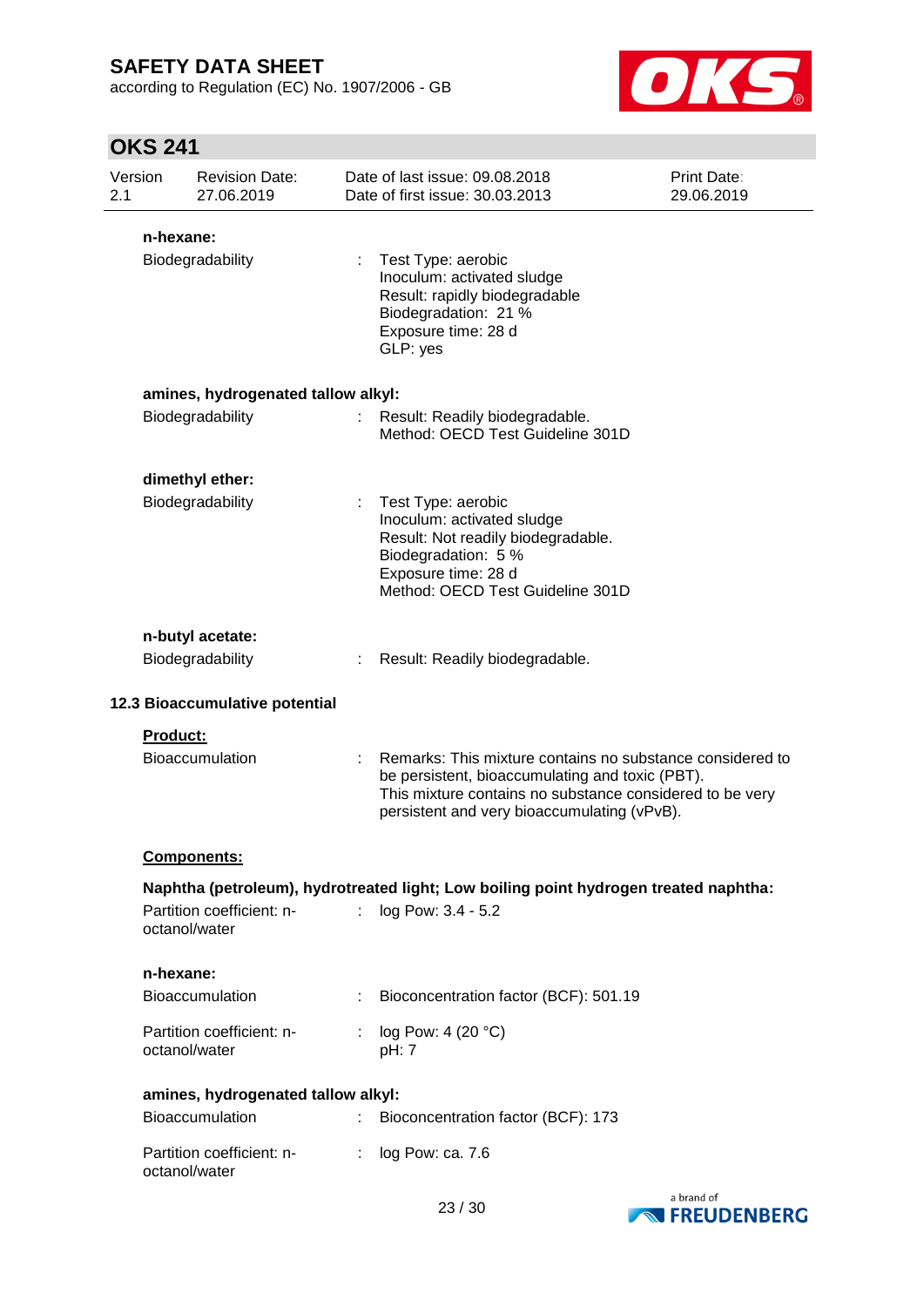**n-hexane:**

Biodegradability : Test Type: aerobic
Inoculum: activated sludge
Result: rapidly biodegradable
Biodegradation: 21 %
Exposure time: 28 d
GLP: yes

**amines, hydrogenated tallow alkyl:**

Biodegradability : Result: Readily biodegradable.
Method: OECD Test Guideline 301D

**dimethyl ether:**

Biodegradability : Test Type: aerobic
Inoculum: activated sludge
Result: Not readily biodegradable.
Biodegradation: 5 %
Exposure time: 28 d
Method: OECD Test Guideline 301D

**n-butyl acetate:**

Biodegradability : Result: Readily biodegradable.

### 12.3 Bioaccumulative potential

**Product:**

Bioaccumulation : Remarks: This mixture contains no substance considered to be persistent, bioaccumulating and toxic (PBT).
This mixture contains no substance considered to be very persistent and very bioaccumulating (vPvB).

**Components:**

**Naphtha (petroleum), hydrotreated light; Low boiling point hydrogen treated naphtha:**

Partition coefficient: n-octanol/water : log Pow: 3.4 - 5.2

**n-hexane:**

Bioaccumulation : Bioconcentration factor (BCF): 501.19

Partition coefficient: n-octanol/water : log Pow: 4 (20 °C)
pH: 7

**amines, hydrogenated tallow alkyl:**

Bioaccumulation : Bioconcentration factor (BCF): 173

Partition coefficient: n-octanol/water : log Pow: ca. 7.6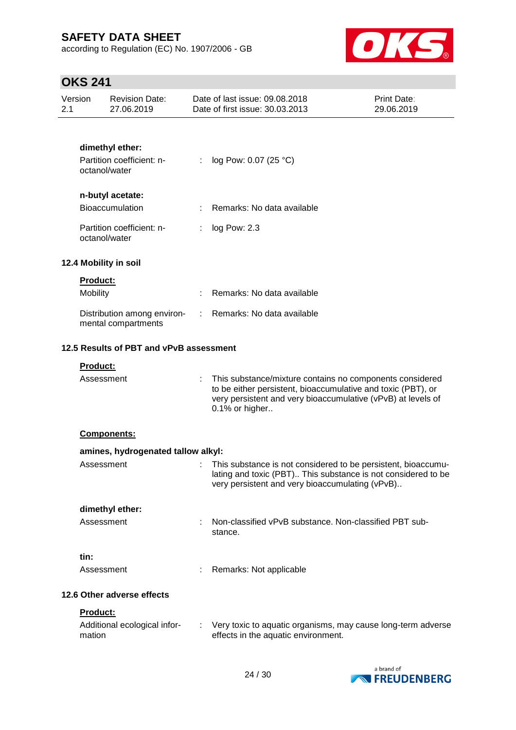**dimethyl ether:**

Partition coefficient: n-octanol/water : log Pow: 0.07 (25 °C)

**n-butyl acetate:**

Bioaccumulation : Remarks: No data available

Partition coefficient: n-octanol/water : log Pow: 2.3

### 12.4 Mobility in soil

**Product:**

Mobility : Remarks: No data available

Distribution among environmental compartments : Remarks: No data available

### 12.5 Results of PBT and vPvB assessment

**Product:**

Assessment : This substance/mixture contains no components considered to be either persistent, bioaccumulative and toxic (PBT), or very persistent and very bioaccumulative (vPvB) at levels of 0.1% or higher..

**Components:**

**amines, hydrogenated tallow alkyl:**

Assessment : This substance is not considered to be persistent, bioaccumulating and toxic (PBT).. This substance is not considered to be very persistent and very bioaccumulating (vPvB)..

**dimethyl ether:**

Assessment : Non-classified vPvB substance. Non-classified PBT substance.

**tin:**

Assessment : Remarks: Not applicable

### 12.6 Other adverse effects

**Product:**

Additional ecological information : Very toxic to aquatic organisms, may cause long-term adverse effects in the aquatic environment.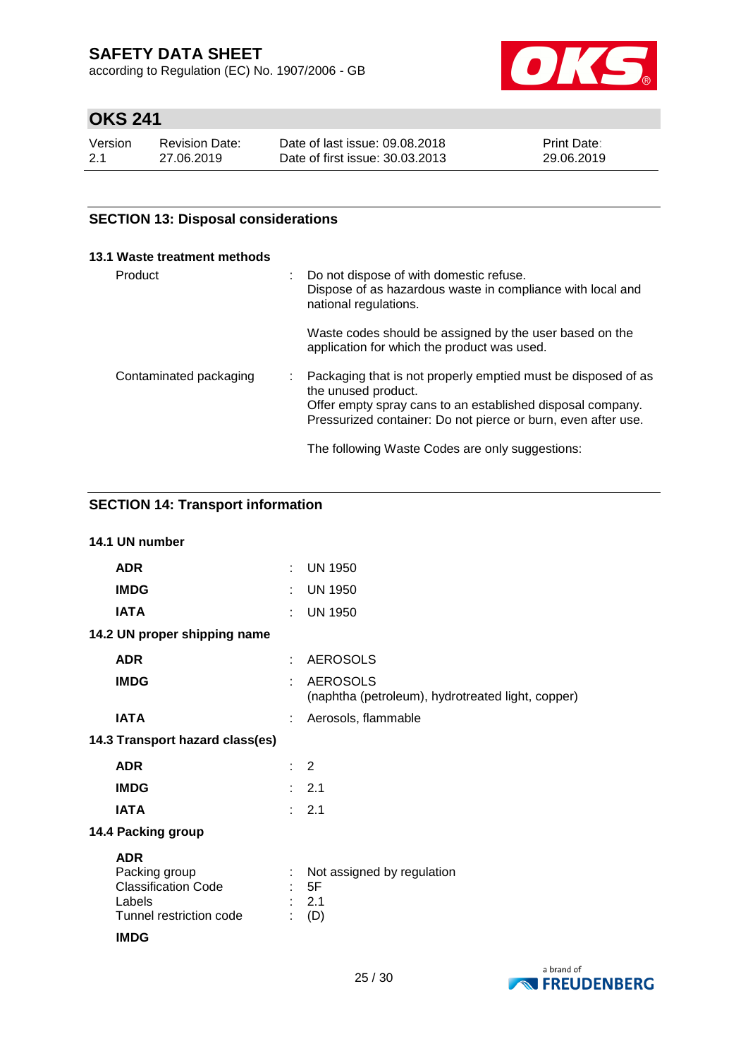## SECTION 13: Disposal considerations

### 13.1 Waste treatment methods

| | | |
|---|---|---|
| Product | : | Do not dispose of with domestic refuse. Dispose of as hazardous waste in compliance with local and national regulations. |
| | | Waste codes should be assigned by the user based on the application for which the product was used. |
| Contaminated packaging | : | Packaging that is not properly emptied must be disposed of as the unused product. Offer empty spray cans to an established disposal company. Pressurized container: Do not pierce or burn, even after use. |
| | | The following Waste Codes are only suggestions: |

## SECTION 14: Transport information

### 14.1 UN number

| | | |
|---|---|---|
| **ADR** | : | UN 1950 |
| **IMDG** | : | UN 1950 |
| **IATA** | : | UN 1950 |

### 14.2 UN proper shipping name

| | | |
|---|---|---|
| **ADR** | : | AEROSOLS |
| **IMDG** | : | AEROSOLS (naphtha (petroleum), hydrotreated light, copper) |
| **IATA** | : | Aerosols, flammable |

### 14.3 Transport hazard class(es)

| | | |
|---|---|---|
| **ADR** | : | 2 |
| **IMDG** | : | 2.1 |
| **IATA** | : | 2.1 |

### 14.4 Packing group

**ADR**

| | | |
|---|---|---|
| Packing group | : | Not assigned by regulation |
| Classification Code | : | 5F |
| Labels | : | 2.1 |
| Tunnel restriction code | : | (D) |

**IMDG**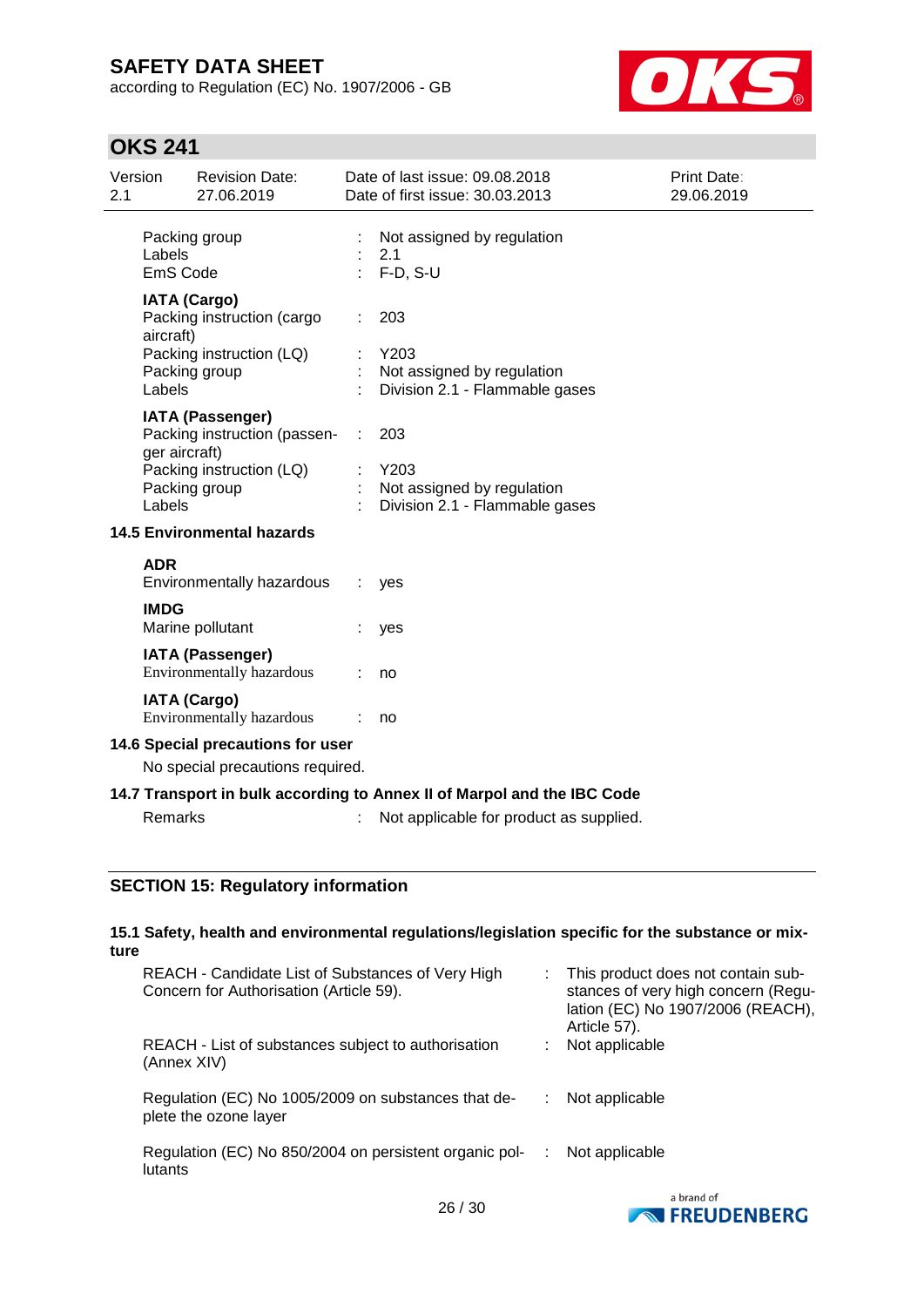| | | |
|---|---|---|
| Packing group | : | Not assigned by regulation |
| Labels | : | 2.1 |
| EmS Code | : | F-D, S-U |

**IATA (Cargo)**

| | | |
|---|---|---|
| Packing instruction (cargo aircraft) | : | 203 |
| Packing instruction (LQ) | : | Y203 |
| Packing group | : | Not assigned by regulation |
| Labels | : | Division 2.1 - Flammable gases |

**IATA (Passenger)**

| | | |
|---|---|---|
| Packing instruction (passenger aircraft) | : | 203 |
| Packing instruction (LQ) | : | Y203 |
| Packing group | : | Not assigned by regulation |
| Labels | : | Division 2.1 - Flammable gases |

### 14.5 Environmental hazards

**ADR**

Environmentally hazardous : yes

**IMDG**

Marine pollutant : yes

**IATA (Passenger)**

Environmentally hazardous : no

**IATA (Cargo)**

Environmentally hazardous : no

### 14.6 Special precautions for user

No special precautions required.

### 14.7 Transport in bulk according to Annex II of Marpol and the IBC Code

Remarks : Not applicable for product as supplied.

## SECTION 15: Regulatory information

### 15.1 Safety, health and environmental regulations/legislation specific for the substance or mixture

| | | |
|---|---|---|
| REACH - Candidate List of Substances of Very High Concern for Authorisation (Article 59). | : | This product does not contain substances of very high concern (Regulation (EC) No 1907/2006 (REACH), Article 57). |
| REACH - List of substances subject to authorisation (Annex XIV) | : | Not applicable |
| Regulation (EC) No 1005/2009 on substances that deplete the ozone layer | : | Not applicable |
| Regulation (EC) No 850/2004 on persistent organic pollutants | : | Not applicable |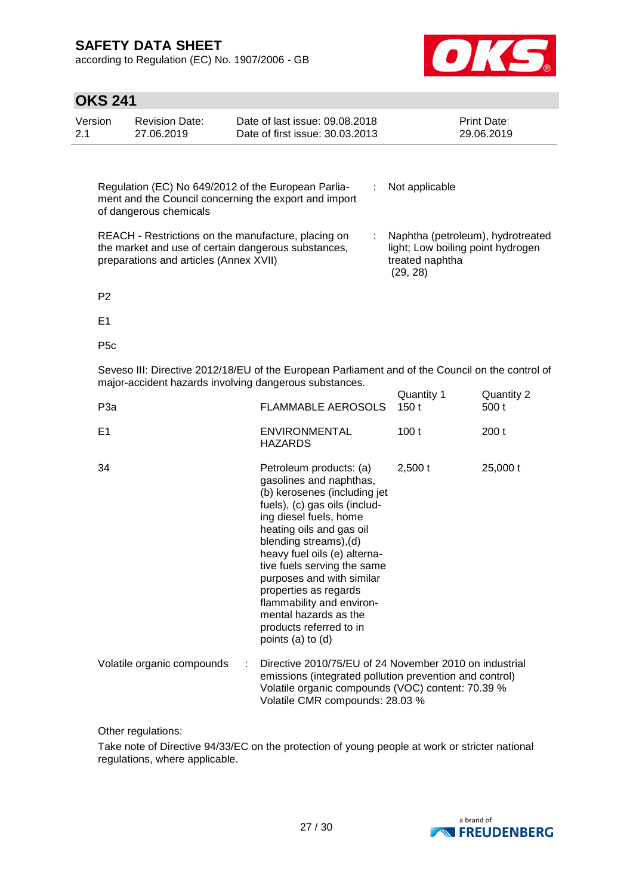| | | |
|---|---|---|
| Regulation (EC) No 649/2012 of the European Parliament and the Council concerning the export and import of dangerous chemicals | : | Not applicable |
| REACH - Restrictions on the manufacture, placing on the market and use of certain dangerous substances, preparations and articles (Annex XVII) | : | Naphtha (petroleum), hydrotreated light; Low boiling point hydrogen treated naphtha (29, 28) |

P2

E1

P5c

Seveso III: Directive 2012/18/EU of the European Parliament and of the Council on the control of major-accident hazards involving dangerous substances.

| | | Quantity 1 | Quantity 2 |
|---|---|---|---|
| P3a | FLAMMABLE AEROSOLS | 150 t | 500 t |
| E1 | ENVIRONMENTAL HAZARDS | 100 t | 200 t |
| 34 | Petroleum products: (a) gasolines and naphthas, (b) kerosenes (including jet fuels), (c) gas oils (including diesel fuels, home heating oils and gas oil blending streams),(d) heavy fuel oils (e) alternative fuels serving the same purposes and with similar properties as regards flammability and environmental hazards as the products referred to in points (a) to (d) | 2,500 t | 25,000 t |

Volatile organic compounds : Directive 2010/75/EU of 24 November 2010 on industrial emissions (integrated pollution prevention and control)
Volatile organic compounds (VOC) content: 70.39 %
Volatile CMR compounds: 28.03 %

Other regulations:

Take note of Directive 94/33/EC on the protection of young people at work or stricter national regulations, where applicable.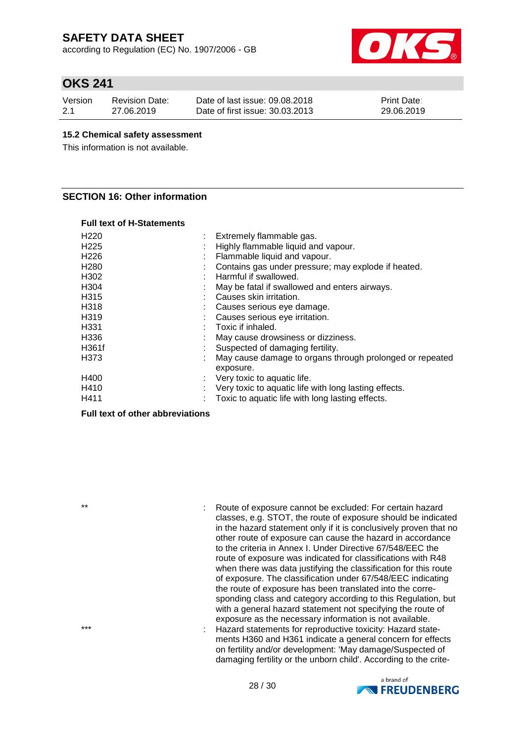### 15.2 Chemical safety assessment

This information is not available.

## SECTION 16: Other information

**Full text of H-Statements**

| | |
|---|---|
| H220 | : Extremely flammable gas. |
| H225 | : Highly flammable liquid and vapour. |
| H226 | : Flammable liquid and vapour. |
| H280 | : Contains gas under pressure; may explode if heated. |
| H302 | : Harmful if swallowed. |
| H304 | : May be fatal if swallowed and enters airways. |
| H315 | : Causes skin irritation. |
| H318 | : Causes serious eye damage. |
| H319 | : Causes serious eye irritation. |
| H331 | : Toxic if inhaled. |
| H336 | : May cause drowsiness or dizziness. |
| H361f | : Suspected of damaging fertility. |
| H373 | : May cause damage to organs through prolonged or repeated exposure. |
| H400 | : Very toxic to aquatic life. |
| H410 | : Very toxic to aquatic life with long lasting effects. |
| H411 | : Toxic to aquatic life with long lasting effects. |

**Full text of other abbreviations**

| | |
|---|---|
| ** | : Route of exposure cannot be excluded: For certain hazard classes, e.g. STOT, the route of exposure should be indicated in the hazard statement only if it is conclusively proven that no other route of exposure can cause the hazard in accordance to the criteria in Annex I. Under Directive 67/548/EEC the route of exposure was indicated for classifications with R48 when there was data justifying the classification for this route of exposure. The classification under 67/548/EEC indicating the route of exposure has been translated into the corresponding class and category according to this Regulation, but with a general hazard statement not specifying the route of exposure as the necessary information is not available. |
| *** | : Hazard statements for reproductive toxicity: Hazard statements H360 and H361 indicate a general concern for effects on fertility and/or development: 'May damage/Suspected of damaging fertility or the unborn child'. According to the crite- |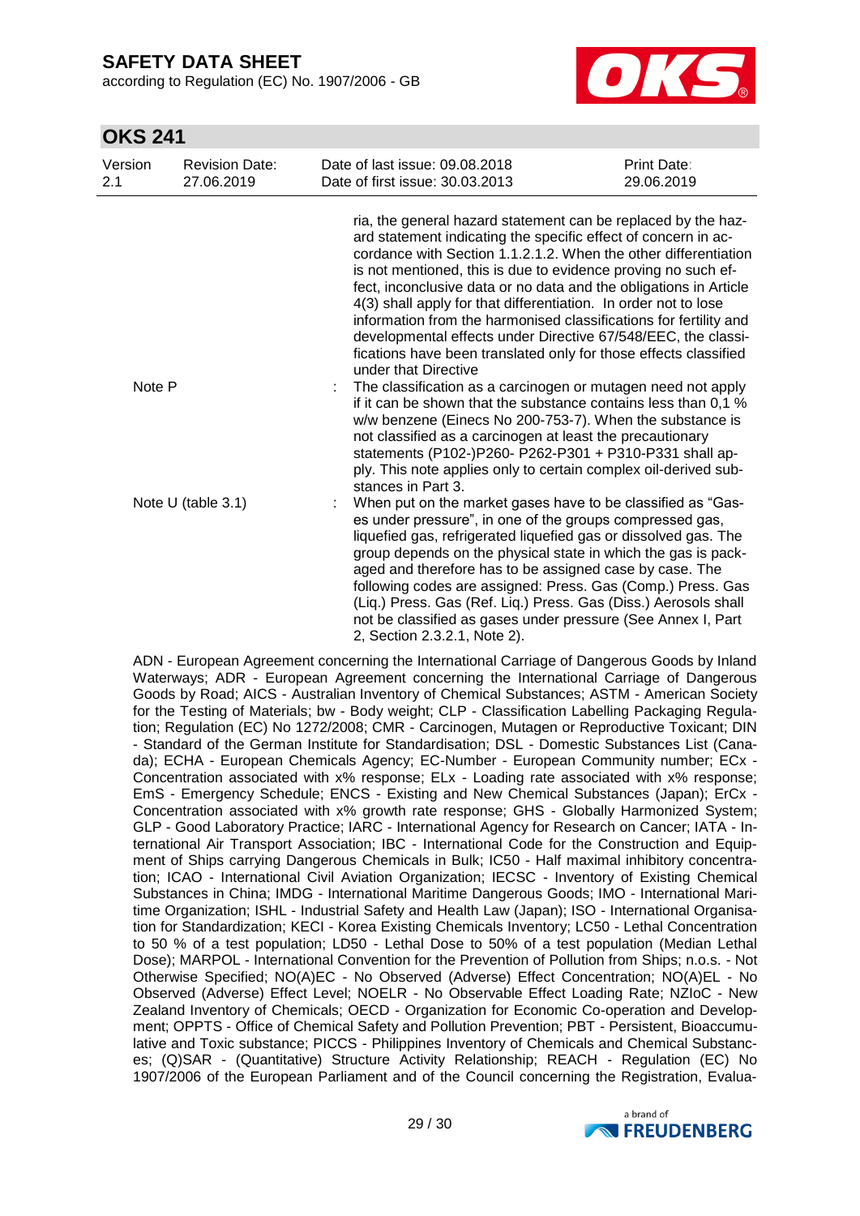ria, the general hazard statement can be replaced by the hazard statement indicating the specific effect of concern in accordance with Section 1.1.2.1.2. When the other differentiation is not mentioned, this is due to evidence proving no such effect, inconclusive data or no data and the obligations in Article 4(3) shall apply for that differentiation. In order not to lose information from the harmonised classifications for fertility and developmental effects under Directive 67/548/EEC, the classifications have been translated only for those effects classified under that Directive

| | |
|---|---|
| Note P | : The classification as a carcinogen or mutagen need not apply if it can be shown that the substance contains less than 0,1 % w/w benzene (Einecs No 200-753-7). When the substance is not classified as a carcinogen at least the precautionary statements (P102-)P260- P262-P301 + P310-P331 shall apply. This note applies only to certain complex oil-derived substances in Part 3. |
| Note U (table 3.1) | : When put on the market gases have to be classified as "Gases under pressure", in one of the groups compressed gas, liquefied gas, refrigerated liquefied gas or dissolved gas. The group depends on the physical state in which the gas is packaged and therefore has to be assigned case by case. The following codes are assigned: Press. Gas (Comp.) Press. Gas (Liq.) Press. Gas (Ref. Liq.) Press. Gas (Diss.) Aerosols shall not be classified as gases under pressure (See Annex I, Part 2, Section 2.3.2.1, Note 2). |

ADN - European Agreement concerning the International Carriage of Dangerous Goods by Inland Waterways; ADR - European Agreement concerning the International Carriage of Dangerous Goods by Road; AICS - Australian Inventory of Chemical Substances; ASTM - American Society for the Testing of Materials; bw - Body weight; CLP - Classification Labelling Packaging Regulation; Regulation (EC) No 1272/2008; CMR - Carcinogen, Mutagen or Reproductive Toxicant; DIN - Standard of the German Institute for Standardisation; DSL - Domestic Substances List (Canada); ECHA - European Chemicals Agency; EC-Number - European Community number; ECx - Concentration associated with x% response; ELx - Loading rate associated with x% response; EmS - Emergency Schedule; ENCS - Existing and New Chemical Substances (Japan); ErCx - Concentration associated with x% growth rate response; GHS - Globally Harmonized System; GLP - Good Laboratory Practice; IARC - International Agency for Research on Cancer; IATA - International Air Transport Association; IBC - International Code for the Construction and Equipment of Ships carrying Dangerous Chemicals in Bulk; IC50 - Half maximal inhibitory concentration; ICAO - International Civil Aviation Organization; IECSC - Inventory of Existing Chemical Substances in China; IMDG - International Maritime Dangerous Goods; IMO - International Maritime Organization; ISHL - Industrial Safety and Health Law (Japan); ISO - International Organisation for Standardization; KECI - Korea Existing Chemicals Inventory; LC50 - Lethal Concentration to 50 % of a test population; LD50 - Lethal Dose to 50% of a test population (Median Lethal Dose); MARPOL - International Convention for the Prevention of Pollution from Ships; n.o.s. - Not Otherwise Specified; NO(A)EC - No Observed (Adverse) Effect Concentration; NO(A)EL - No Observed (Adverse) Effect Level; NOELR - No Observable Effect Loading Rate; NZIoC - New Zealand Inventory of Chemicals; OECD - Organization for Economic Co-operation and Development; OPPTS - Office of Chemical Safety and Pollution Prevention; PBT - Persistent, Bioaccumulative and Toxic substance; PICCS - Philippines Inventory of Chemicals and Chemical Substances; (Q)SAR - (Quantitative) Structure Activity Relationship; REACH - Regulation (EC) No 1907/2006 of the European Parliament and of the Council concerning the Registration, Evalua-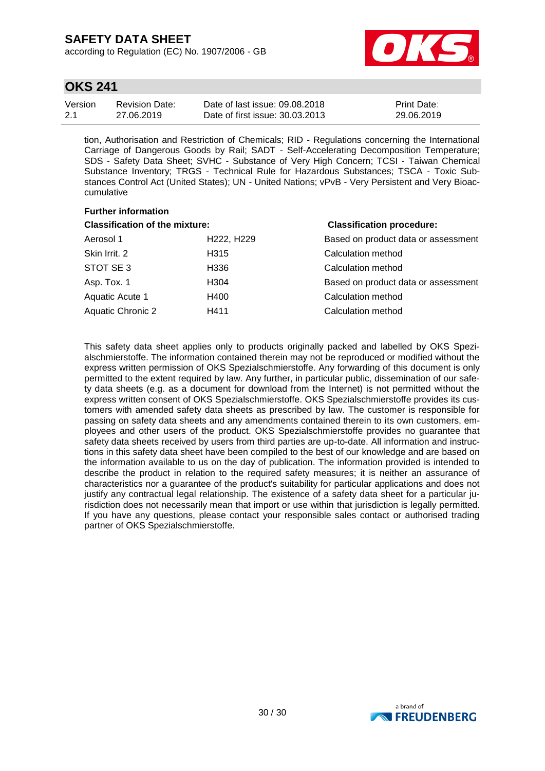tion, Authorisation and Restriction of Chemicals; RID - Regulations concerning the International Carriage of Dangerous Goods by Rail; SADT - Self-Accelerating Decomposition Temperature; SDS - Safety Data Sheet; SVHC - Substance of Very High Concern; TCSI - Taiwan Chemical Substance Inventory; TRGS - Technical Rule for Hazardous Substances; TSCA - Toxic Substances Control Act (United States); UN - United Nations; vPvB - Very Persistent and Very Bioaccumulative

**Further information**

| Classification of the mixture: | | Classification procedure: |
|---|---|---|
| Aerosol 1 | H222, H229 | Based on product data or assessment |
| Skin Irrit. 2 | H315 | Calculation method |
| STOT SE 3 | H336 | Calculation method |
| Asp. Tox. 1 | H304 | Based on product data or assessment |
| Aquatic Acute 1 | H400 | Calculation method |
| Aquatic Chronic 2 | H411 | Calculation method |

This safety data sheet applies only to products originally packed and labelled by OKS Spezialschmierstoffe. The information contained therein may not be reproduced or modified without the express written permission of OKS Spezialschmierstoffe. Any forwarding of this document is only permitted to the extent required by law. Any further, in particular public, dissemination of our safety data sheets (e.g. as a document for download from the Internet) is not permitted without the express written consent of OKS Spezialschmierstoffe. OKS Spezialschmierstoffe provides its customers with amended safety data sheets as prescribed by law. The customer is responsible for passing on safety data sheets and any amendments contained therein to its own customers, employees and other users of the product. OKS Spezialschmierstoffe provides no guarantee that safety data sheets received by users from third parties are up-to-date. All information and instructions in this safety data sheet have been compiled to the best of our knowledge and are based on the information available to us on the day of publication. The information provided is intended to describe the product in relation to the required safety measures; it is neither an assurance of characteristics nor a guarantee of the product's suitability for particular applications and does not justify any contractual legal relationship. The existence of a safety data sheet for a particular jurisdiction does not necessarily mean that import or use within that jurisdiction is legally permitted. If you have any questions, please contact your responsible sales contact or authorised trading partner of OKS Spezialschmierstoffe.